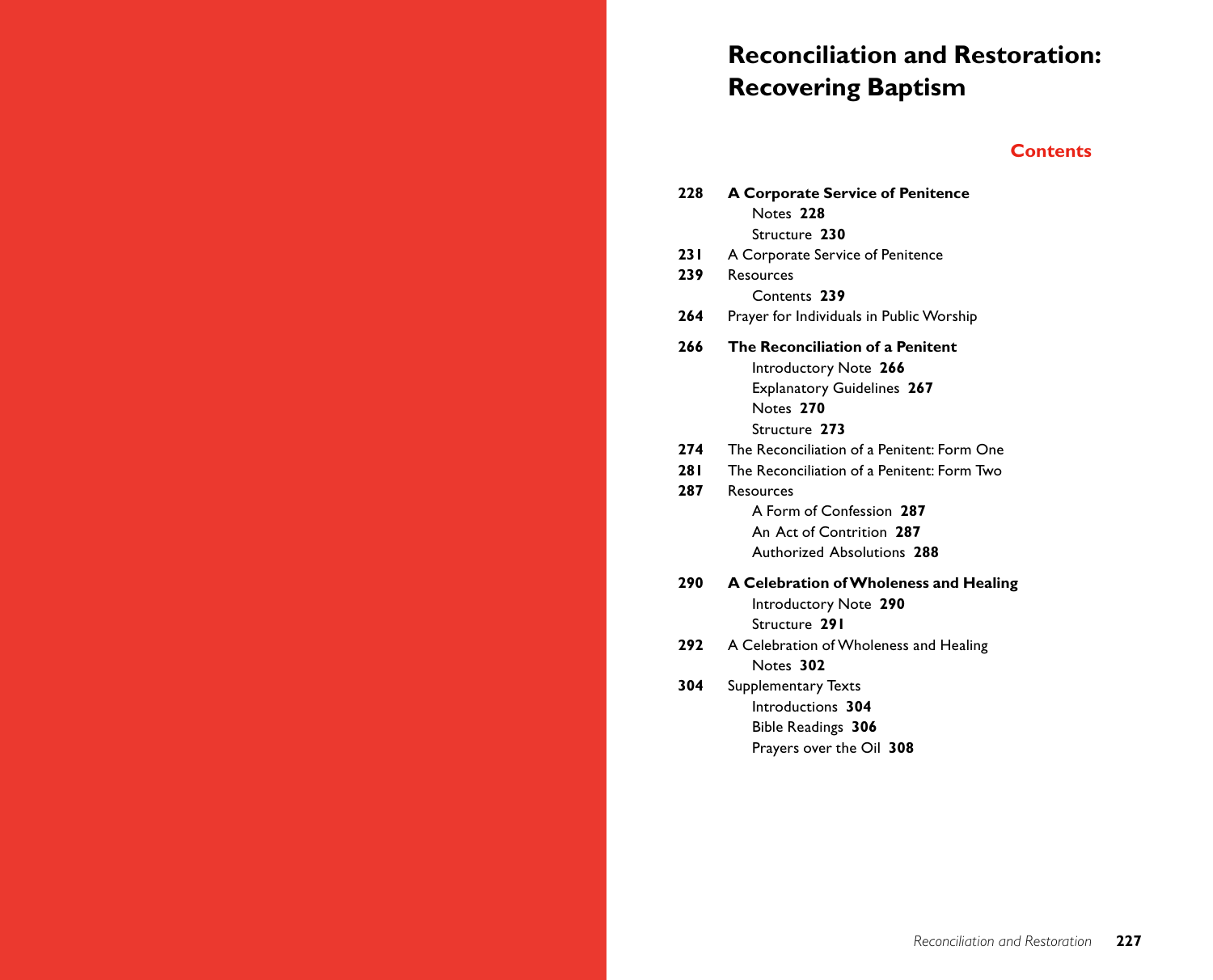# Reconciliation and Restoration: Recovering Baptism

## Contents

**228** **A Corporate Service of Penitence**
- Notes **228**
- Structure **230**

**231** A Corporate Service of Penitence

**239** Resources
- Contents **239**

**264** Prayer for Individuals in Public Worship

**266** **The Reconciliation of a Penitent**
- Introductory Note **266**
- Explanatory Guidelines **267**
- Notes **270**
- Structure **273**

**274** The Reconciliation of a Penitent: Form One

**281** The Reconciliation of a Penitent: Form Two

**287** Resources
- A Form of Confession **287**
- An Act of Contrition **287**
- Authorized Absolutions **288**

**290** **A Celebration of Wholeness and Healing**
- Introductory Note **290**
- Structure **291**

**292** A Celebration of Wholeness and Healing
- Notes **302**

**304** Supplementary Texts
- Introductions **304**
- Bible Readings **306**
- Prayers over the Oil **308**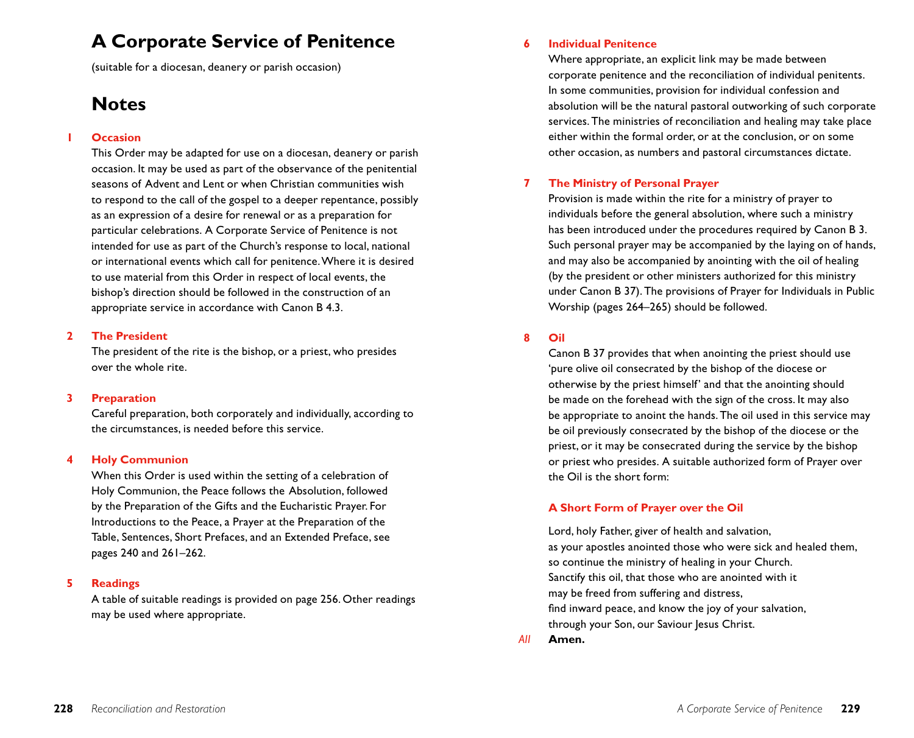# A Corporate Service of Penitence

(suitable for a diocesan, deanery or parish occasion)

## Notes

### 1 Occasion

This Order may be adapted for use on a diocesan, deanery or parish occasion. It may be used as part of the observance of the penitential seasons of Advent and Lent or when Christian communities wish to respond to the call of the gospel to a deeper repentance, possibly as an expression of a desire for renewal or as a preparation for particular celebrations. A Corporate Service of Penitence is not intended for use as part of the Church's response to local, national or international events which call for penitence. Where it is desired to use material from this Order in respect of local events, the bishop's direction should be followed in the construction of an appropriate service in accordance with Canon B 4.3.

### 2 The President

The president of the rite is the bishop, or a priest, who presides over the whole rite.

### 3 Preparation

Careful preparation, both corporately and individually, according to the circumstances, is needed before this service.

### 4 Holy Communion

When this Order is used within the setting of a celebration of Holy Communion, the Peace follows the Absolution, followed by the Preparation of the Gifts and the Eucharistic Prayer. For Introductions to the Peace, a Prayer at the Preparation of the Table, Sentences, Short Prefaces, and an Extended Preface, see pages 240 and 261–262.

### 5 Readings

A table of suitable readings is provided on page 256. Other readings may be used where appropriate.

### 6 Individual Penitence

Where appropriate, an explicit link may be made between corporate penitence and the reconciliation of individual penitents. In some communities, provision for individual confession and absolution will be the natural pastoral outworking of such corporate services. The ministries of reconciliation and healing may take place either within the formal order, or at the conclusion, or on some other occasion, as numbers and pastoral circumstances dictate.

### 7 The Ministry of Personal Prayer

Provision is made within the rite for a ministry of prayer to individuals before the general absolution, where such a ministry has been introduced under the procedures required by Canon B 3. Such personal prayer may be accompanied by the laying on of hands, and may also be accompanied by anointing with the oil of healing (by the president or other ministers authorized for this ministry under Canon B 37). The provisions of Prayer for Individuals in Public Worship (pages 264–265) should be followed.

### 8 Oil

Canon B 37 provides that when anointing the priest should use 'pure olive oil consecrated by the bishop of the diocese or otherwise by the priest himself' and that the anointing should be made on the forehead with the sign of the cross. It may also be appropriate to anoint the hands. The oil used in this service may be oil previously consecrated by the bishop of the diocese or the priest, or it may be consecrated during the service by the bishop or priest who presides. A suitable authorized form of Prayer over the Oil is the short form:

### A Short Form of Prayer over the Oil

Lord, holy Father, giver of health and salvation,
as your apostles anointed those who were sick and healed them,
so continue the ministry of healing in your Church.
Sanctify this oil, that those who are anointed with it
may be freed from suffering and distress,
find inward peace, and know the joy of your salvation,
through your Son, our Saviour Jesus Christ.

*All* **Amen.**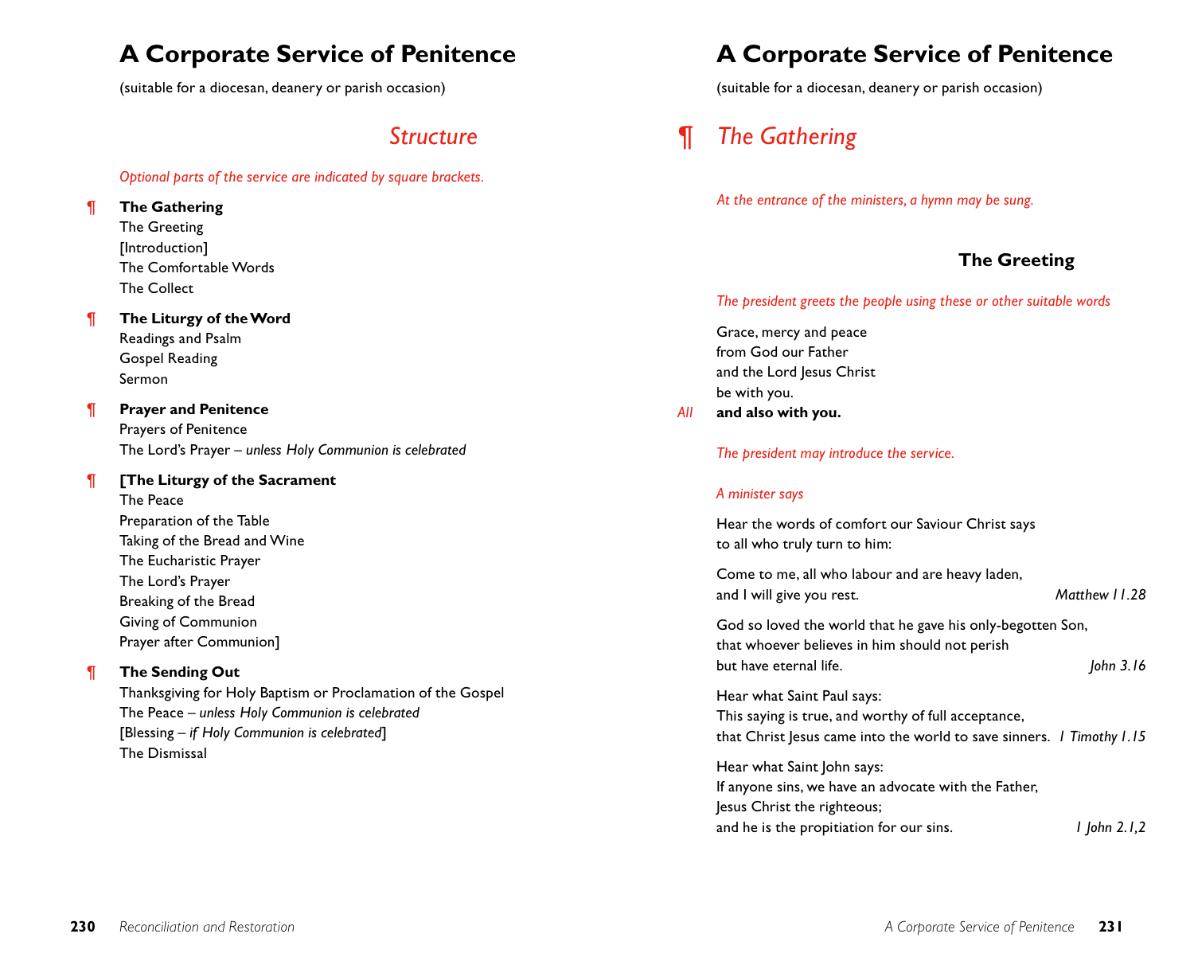# A Corporate Service of Penitence

(suitable for a diocesan, deanery or parish occasion)

## *Structure*

*Optional parts of the service are indicated by square brackets.*

¶ **The Gathering**
The Greeting
[Introduction]
The Comfortable Words
The Collect

¶ **The Liturgy of the Word**
Readings and Psalm
Gospel Reading
Sermon

¶ **Prayer and Penitence**
Prayers of Penitence
The Lord's Prayer – *unless Holy Communion is celebrated*

¶ **[The Liturgy of the Sacrament**
The Peace
Preparation of the Table
Taking of the Bread and Wine
The Eucharistic Prayer
The Lord's Prayer
Breaking of the Bread
Giving of Communion
Prayer after Communion]

¶ **The Sending Out**
Thanksgiving for Holy Baptism or Proclamation of the Gospel
The Peace – *unless Holy Communion is celebrated*
[Blessing – *if Holy Communion is celebrated*]
The Dismissal

# A Corporate Service of Penitence

(suitable for a diocesan, deanery or parish occasion)

## ¶ *The Gathering*

*At the entrance of the ministers, a hymn may be sung.*

### The Greeting

*The president greets the people using these or other suitable words*

Grace, mercy and peace
from God our Father
and the Lord Jesus Christ
be with you.

*All* **and also with you.**

*The president may introduce the service.*

*A minister says*

Hear the words of comfort our Saviour Christ says
to all who truly turn to him:

Come to me, all who labour and are heavy laden,
and I will give you rest. *Matthew 11.28*

God so loved the world that he gave his only-begotten Son,
that whoever believes in him should not perish
but have eternal life. *John 3.16*

Hear what Saint Paul says:
This saying is true, and worthy of full acceptance,
that Christ Jesus came into the world to save sinners. *1 Timothy 1.15*

Hear what Saint John says:
If anyone sins, we have an advocate with the Father,
Jesus Christ the righteous;
and he is the propitiation for our sins. *1 John 2.1,2*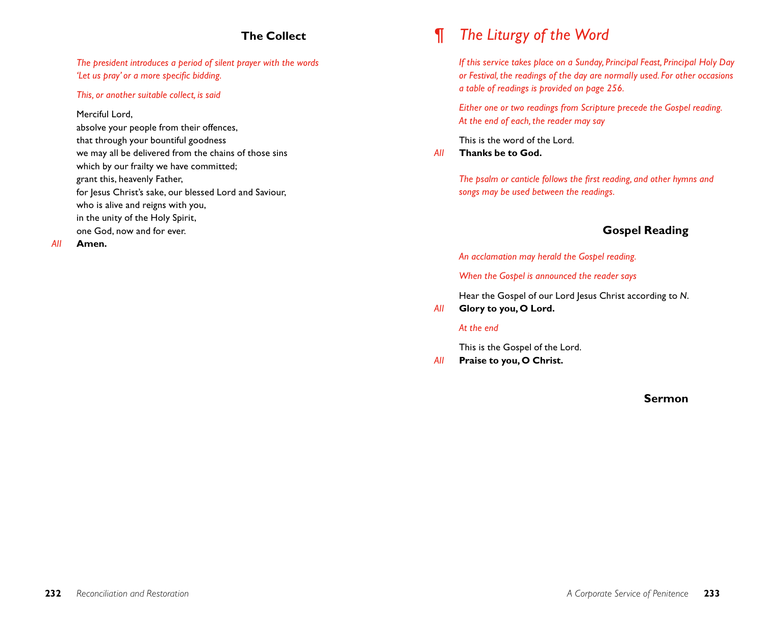## The Collect

*The president introduces a period of silent prayer with the words 'Let us pray' or a more specific bidding.*

*This, or another suitable collect, is said*

Merciful Lord,
absolve your people from their offences,
that through your bountiful goodness
we may all be delivered from the chains of those sins
which by our frailty we have committed;
grant this, heavenly Father,
for Jesus Christ's sake, our blessed Lord and Saviour,
who is alive and reigns with you,
in the unity of the Holy Spirit,
one God, now and for ever.

*All* **Amen.**

# ¶ *The Liturgy of the Word*

*If this service takes place on a Sunday, Principal Feast, Principal Holy Day or Festival, the readings of the day are normally used. For other occasions a table of readings is provided on page 256.*

*Either one or two readings from Scripture precede the Gospel reading. At the end of each, the reader may say*

This is the word of the Lord.

*All* **Thanks be to God.**

*The psalm or canticle follows the first reading, and other hymns and songs may be used between the readings.*

## Gospel Reading

*An acclamation may herald the Gospel reading.*

*When the Gospel is announced the reader says*

Hear the Gospel of our Lord Jesus Christ according to *N*.

*All* **Glory to you, O Lord.**

*At the end*

This is the Gospel of the Lord.

*All* **Praise to you, O Christ.**

## Sermon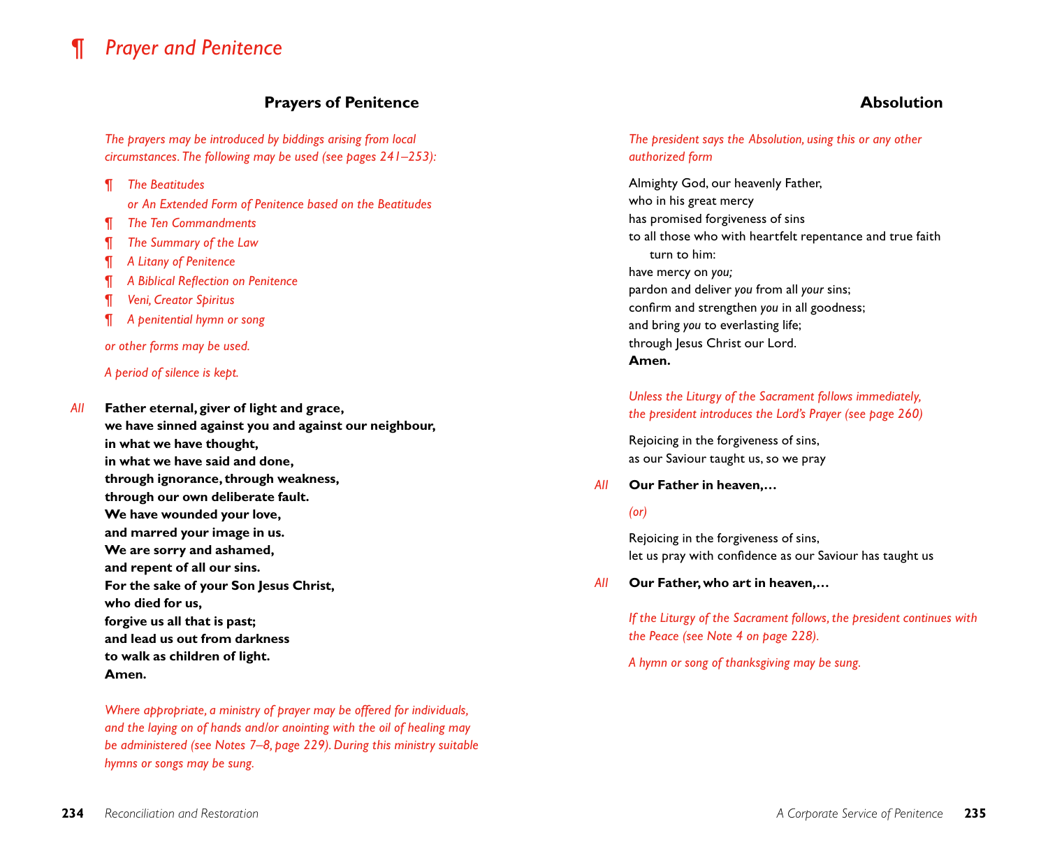# ¶ *Prayer and Penitence*

## Prayers of Penitence

*The prayers may be introduced by biddings arising from local circumstances. The following may be used (see pages 241–253):*

- ¶ *The Beatitudes*
  *or An Extended Form of Penitence based on the Beatitudes*
- ¶ *The Ten Commandments*
- ¶ *The Summary of the Law*
- ¶ *A Litany of Penitence*
- ¶ *A Biblical Reflection on Penitence*
- ¶ *Veni, Creator Spiritus*
- ¶ *A penitential hymn or song*

*or other forms may be used.*

*A period of silence is kept.*

*All* **Father eternal, giver of light and grace,**
**we have sinned against you and against our neighbour,**
**in what we have thought,**
**in what we have said and done,**
**through ignorance, through weakness,**
**through our own deliberate fault.**
**We have wounded your love,**
**and marred your image in us.**
**We are sorry and ashamed,**
**and repent of all our sins.**
**For the sake of your Son Jesus Christ,**
**who died for us,**
**forgive us all that is past;**
**and lead us out from darkness**
**to walk as children of light.**
**Amen.**

*Where appropriate, a ministry of prayer may be offered for individuals, and the laying on of hands and/or anointing with the oil of healing may be administered (see Notes 7–8, page 229). During this ministry suitable hymns or songs may be sung.*

## Absolution

*The president says the Absolution, using this or any other authorized form*

Almighty God, our heavenly Father,
who in his great mercy
has promised forgiveness of sins
to all those who with heartfelt repentance and true faith
turn to him:
have mercy on *you;*
pardon and deliver *you* from all *your* sins;
confirm and strengthen *you* in all goodness;
and bring *you* to everlasting life;
through Jesus Christ our Lord.
**Amen.**

*Unless the Liturgy of the Sacrament follows immediately, the president introduces the Lord's Prayer (see page 260)*

Rejoicing in the forgiveness of sins,
as our Saviour taught us, so we pray

*All* **Our Father in heaven,…**

*(or)*

Rejoicing in the forgiveness of sins,
let us pray with confidence as our Saviour has taught us

*All* **Our Father, who art in heaven,…**

*If the Liturgy of the Sacrament follows, the president continues with the Peace (see Note 4 on page 228).*

*A hymn or song of thanksgiving may be sung.*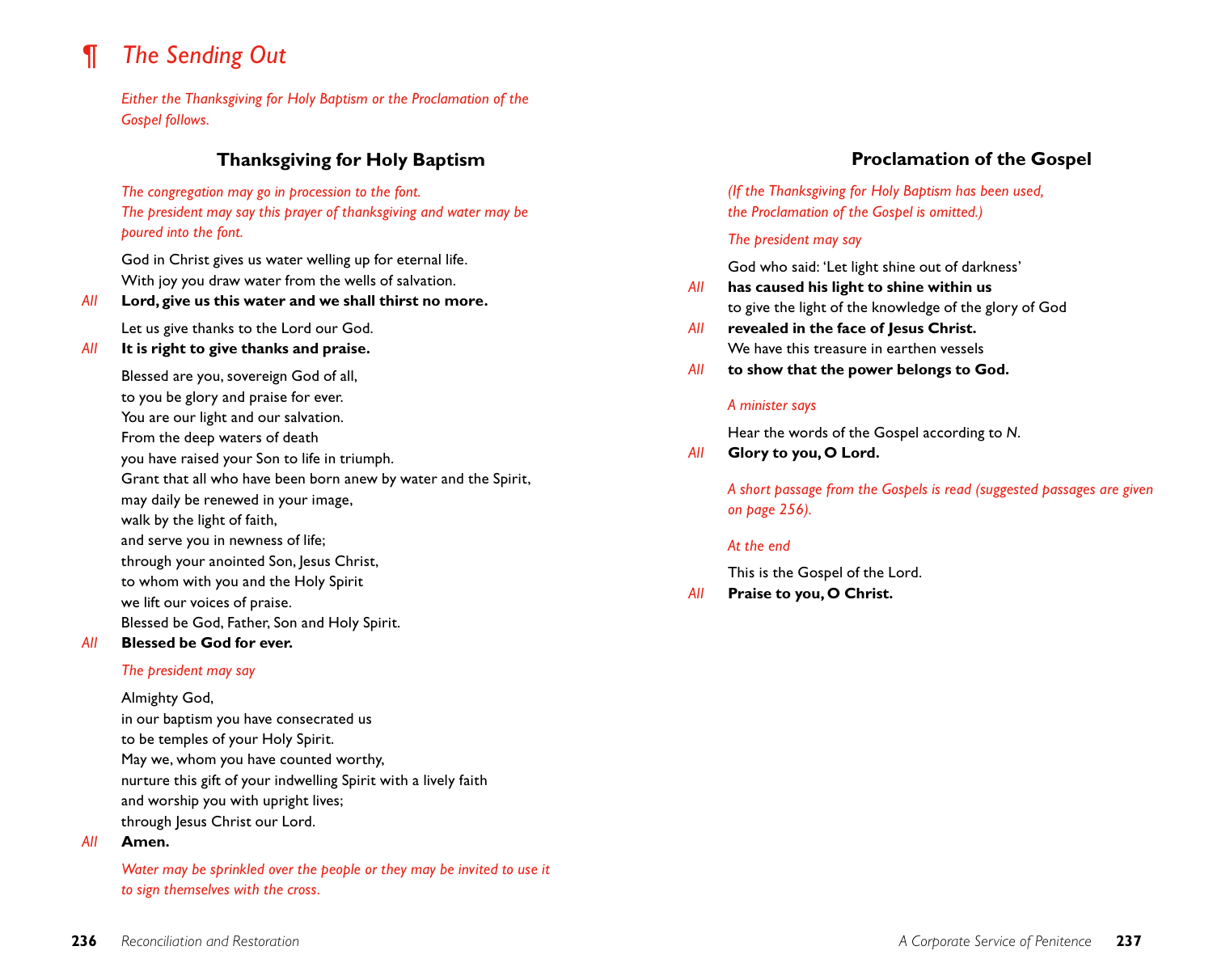# ¶ *The Sending Out*

*Either the Thanksgiving for Holy Baptism or the Proclamation of the Gospel follows.*

## Thanksgiving for Holy Baptism

*The congregation may go in procession to the font.*
*The president may say this prayer of thanksgiving and water may be poured into the font.*

God in Christ gives us water welling up for eternal life.
With joy you draw water from the wells of salvation.

*All* **Lord, give us this water and we shall thirst no more.**

Let us give thanks to the Lord our God.

*All* **It is right to give thanks and praise.**

Blessed are you, sovereign God of all,
to you be glory and praise for ever.
You are our light and our salvation.
From the deep waters of death
you have raised your Son to life in triumph.
Grant that all who have been born anew by water and the Spirit,
may daily be renewed in your image,
walk by the light of faith,
and serve you in newness of life;
through your anointed Son, Jesus Christ,
to whom with you and the Holy Spirit
we lift our voices of praise.
Blessed be God, Father, Son and Holy Spirit.

*All* **Blessed be God for ever.**

*The president may say*

Almighty God,
in our baptism you have consecrated us
to be temples of your Holy Spirit.
May we, whom you have counted worthy,
nurture this gift of your indwelling Spirit with a lively faith
and worship you with upright lives;
through Jesus Christ our Lord.

*All* **Amen.**

*Water may be sprinkled over the people or they may be invited to use it to sign themselves with the cross.*

## Proclamation of the Gospel

*(If the Thanksgiving for Holy Baptism has been used, the Proclamation of the Gospel is omitted.)*

*The president may say*

God who said: 'Let light shine out of darkness'

*All* **has caused his light to shine within us**

to give the light of the knowledge of the glory of God

*All* **revealed in the face of Jesus Christ.**

We have this treasure in earthen vessels

*All* **to show that the power belongs to God.**

*A minister says*

Hear the words of the Gospel according to *N*.

*All* **Glory to you, O Lord.**

*A short passage from the Gospels is read (suggested passages are given on page 256).*

*At the end*

This is the Gospel of the Lord.

*All* **Praise to you, O Christ.**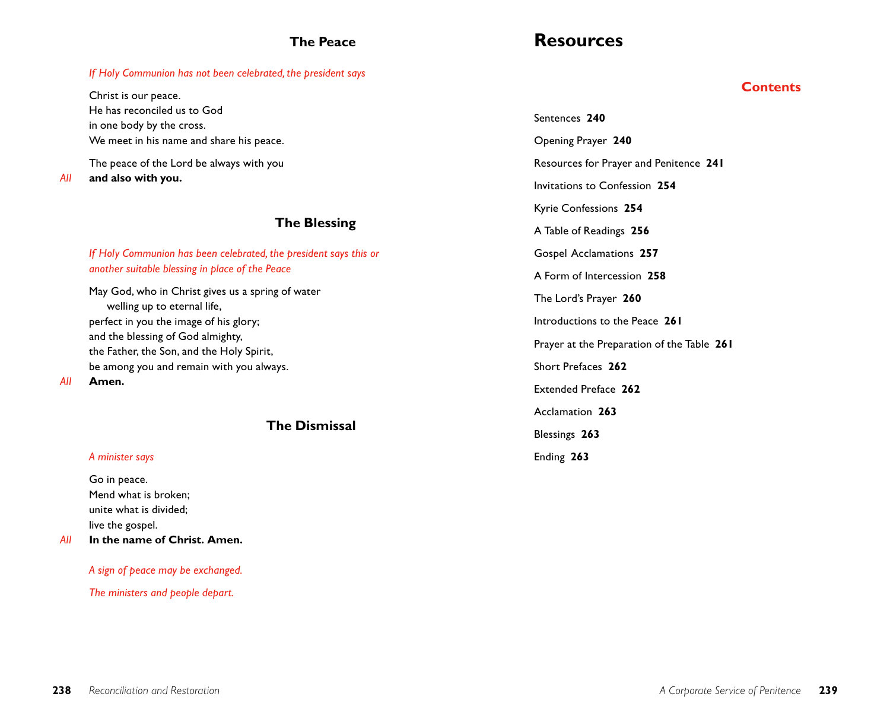## The Peace

*If Holy Communion has not been celebrated, the president says*

Christ is our peace.
He has reconciled us to God
in one body by the cross.
We meet in his name and share his peace.

The peace of the Lord be always with you

*All* **and also with you.**

## The Blessing

*If Holy Communion has been celebrated, the president says this or another suitable blessing in place of the Peace*

May God, who in Christ gives us a spring of water
welling up to eternal life,
perfect in you the image of his glory;
and the blessing of God almighty,
the Father, the Son, and the Holy Spirit,
be among you and remain with you always.

*All* **Amen.**

## The Dismissal

*A minister says*

Go in peace.
Mend what is broken;
unite what is divided;
live the gospel.

*All* **In the name of Christ. Amen.**

*A sign of peace may be exchanged.*

*The ministers and people depart.*

# Resources

## Contents

Sentences **240**

Opening Prayer **240**

Resources for Prayer and Penitence **241**

Invitations to Confession **254**

Kyrie Confessions **254**

A Table of Readings **256**

Gospel Acclamations **257**

A Form of Intercession **258**

The Lord's Prayer **260**

Introductions to the Peace **261**

Prayer at the Preparation of the Table **261**

Short Prefaces **262**

Extended Preface **262**

Acclamation **263**

Blessings **263**

Ending **263**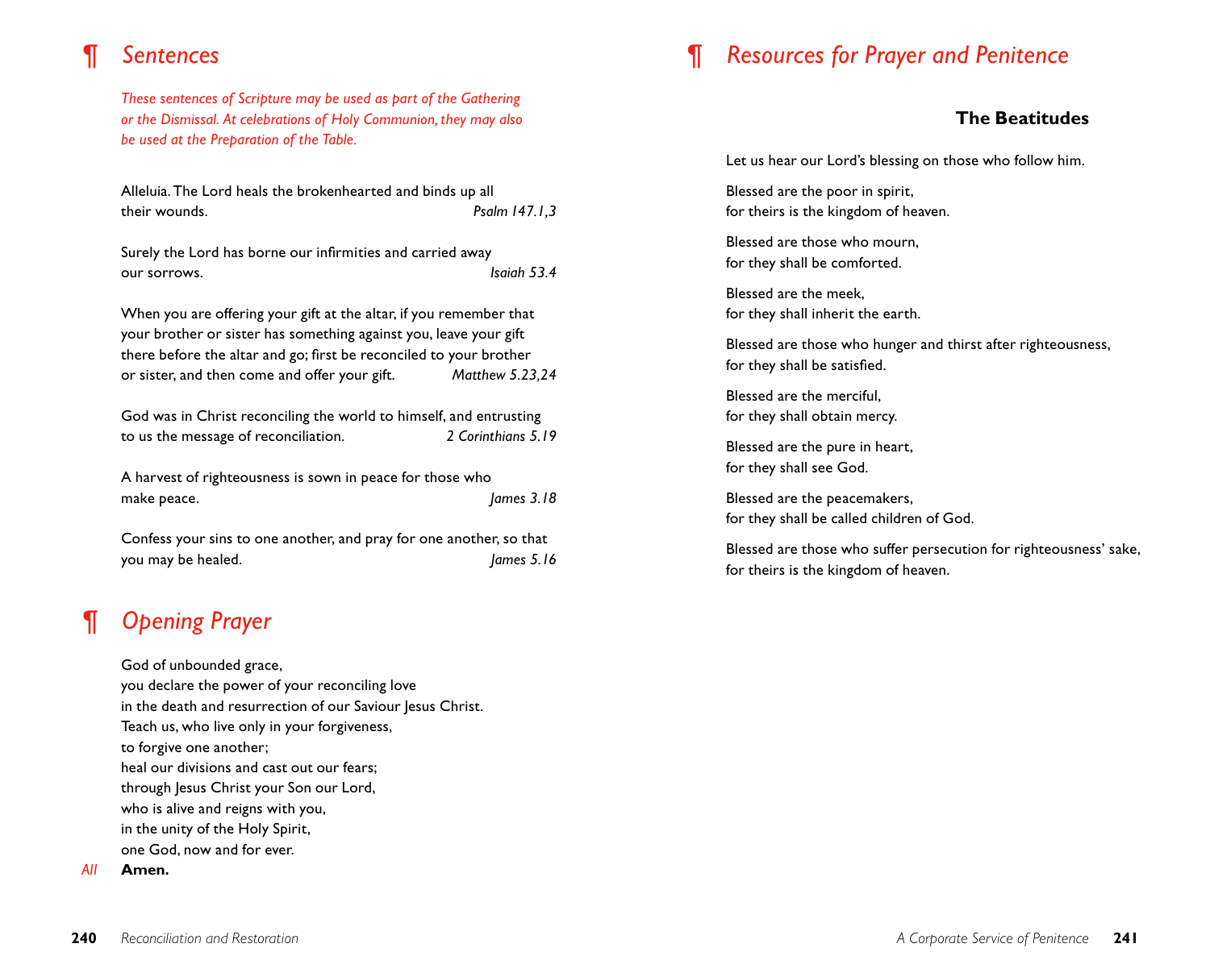# ¶ *Sentences*

*These sentences of Scripture may be used as part of the Gathering or the Dismissal. At celebrations of Holy Communion, they may also be used at the Preparation of the Table.*

Alleluia. The Lord heals the brokenhearted and binds up all their wounds. *Psalm 147.1,3*

Surely the Lord has borne our infirmities and carried away our sorrows. *Isaiah 53.4*

When you are offering your gift at the altar, if you remember that your brother or sister has something against you, leave your gift there before the altar and go; first be reconciled to your brother or sister, and then come and offer your gift. *Matthew 5.23,24*

God was in Christ reconciling the world to himself, and entrusting to us the message of reconciliation. *2 Corinthians 5.19*

A harvest of righteousness is sown in peace for those who make peace. *James 3.18*

Confess your sins to one another, and pray for one another, so that you may be healed. *James 5.16*

# ¶ *Opening Prayer*

God of unbounded grace,
you declare the power of your reconciling love
in the death and resurrection of our Saviour Jesus Christ.
Teach us, who live only in your forgiveness,
to forgive one another;
heal our divisions and cast out our fears;
through Jesus Christ your Son our Lord,
who is alive and reigns with you,
in the unity of the Holy Spirit,
one God, now and for ever.

*All* **Amen.**

# ¶ *Resources for Prayer and Penitence*

## The Beatitudes

Let us hear our Lord's blessing on those who follow him.

Blessed are the poor in spirit,
for theirs is the kingdom of heaven.

Blessed are those who mourn,
for they shall be comforted.

Blessed are the meek,
for they shall inherit the earth.

Blessed are those who hunger and thirst after righteousness,
for they shall be satisfied.

Blessed are the merciful,
for they shall obtain mercy.

Blessed are the pure in heart,
for they shall see God.

Blessed are the peacemakers,
for they shall be called children of God.

Blessed are those who suffer persecution for righteousness' sake,
for theirs is the kingdom of heaven.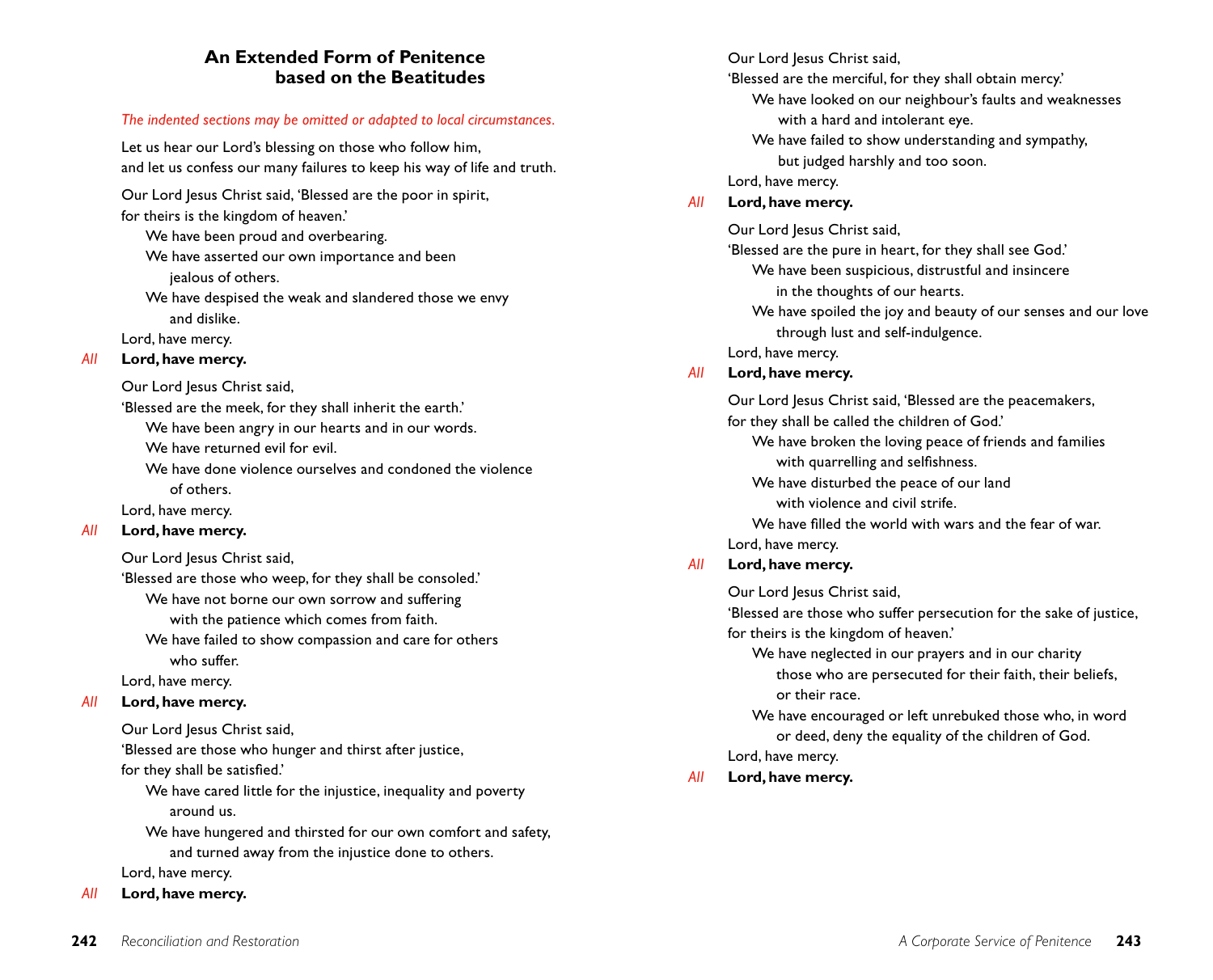## An Extended Form of Penitence based on the Beatitudes

*The indented sections may be omitted or adapted to local circumstances.*

Let us hear our Lord's blessing on those who follow him,
and let us confess our many failures to keep his way of life and truth.

Our Lord Jesus Christ said, 'Blessed are the poor in spirit,
for theirs is the kingdom of heaven.'

> We have been proud and overbearing.
> We have asserted our own importance and been jealous of others.
> We have despised the weak and slandered those we envy and dislike.

Lord, have mercy.

*All* **Lord, have mercy.**

Our Lord Jesus Christ said,
'Blessed are the meek, for they shall inherit the earth.'

> We have been angry in our hearts and in our words.
> We have returned evil for evil.
> We have done violence ourselves and condoned the violence of others.

Lord, have mercy.

*All* **Lord, have mercy.**

Our Lord Jesus Christ said,
'Blessed are those who weep, for they shall be consoled.'

> We have not borne our own sorrow and suffering with the patience which comes from faith.
> We have failed to show compassion and care for others who suffer.

Lord, have mercy.

*All* **Lord, have mercy.**

Our Lord Jesus Christ said,
'Blessed are those who hunger and thirst after justice,
for they shall be satisfied.'

> We have cared little for the injustice, inequality and poverty around us.
> We have hungered and thirsted for our own comfort and safety, and turned away from the injustice done to others.

Lord, have mercy.

*All* **Lord, have mercy.**

Our Lord Jesus Christ said,
'Blessed are the merciful, for they shall obtain mercy.'

> We have looked on our neighbour's faults and weaknesses with a hard and intolerant eye.
> We have failed to show understanding and sympathy, but judged harshly and too soon.

Lord, have mercy.

*All* **Lord, have mercy.**

Our Lord Jesus Christ said,
'Blessed are the pure in heart, for they shall see God.'

> We have been suspicious, distrustful and insincere in the thoughts of our hearts.
> We have spoiled the joy and beauty of our senses and our love through lust and self-indulgence.

Lord, have mercy.

*All* **Lord, have mercy.**

Our Lord Jesus Christ said, 'Blessed are the peacemakers,
for they shall be called the children of God.'

> We have broken the loving peace of friends and families with quarrelling and selfishness.
> We have disturbed the peace of our land with violence and civil strife.
> We have filled the world with wars and the fear of war.

Lord, have mercy.

*All* **Lord, have mercy.**

Our Lord Jesus Christ said,
'Blessed are those who suffer persecution for the sake of justice,
for theirs is the kingdom of heaven.'

> We have neglected in our prayers and in our charity those who are persecuted for their faith, their beliefs, or their race.
> We have encouraged or left unrebuked those who, in word or deed, deny the equality of the children of God.

Lord, have mercy.

*All* **Lord, have mercy.**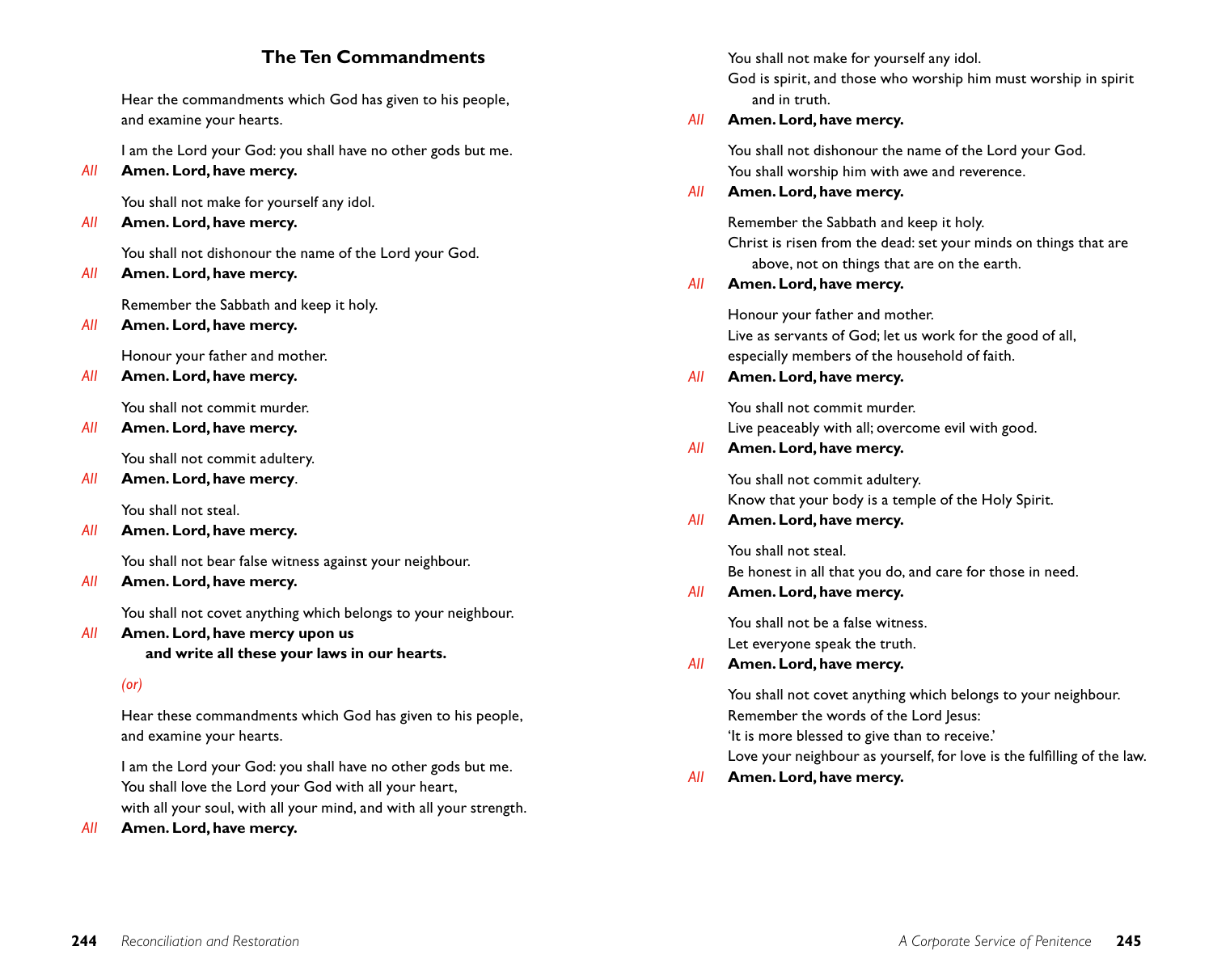## The Ten Commandments

Hear the commandments which God has given to his people,
and examine your hearts.

I am the Lord your God: you shall have no other gods but me.

*All* **Amen. Lord, have mercy.**

You shall not make for yourself any idol.

*All* **Amen. Lord, have mercy.**

You shall not dishonour the name of the Lord your God.

*All* **Amen. Lord, have mercy.**

Remember the Sabbath and keep it holy.

*All* **Amen. Lord, have mercy.**

Honour your father and mother.

*All* **Amen. Lord, have mercy.**

You shall not commit murder.

*All* **Amen. Lord, have mercy.**

You shall not commit adultery.

*All* **Amen. Lord, have mercy**.

You shall not steal.

*All* **Amen. Lord, have mercy.**

You shall not bear false witness against your neighbour.

*All* **Amen. Lord, have mercy.**

You shall not covet anything which belongs to your neighbour.

*All* **Amen. Lord, have mercy upon us
and write all these your laws in our hearts.**

*(or)*

Hear these commandments which God has given to his people,
and examine your hearts.

I am the Lord your God: you shall have no other gods but me.
You shall love the Lord your God with all your heart,
with all your soul, with all your mind, and with all your strength.

*All* **Amen. Lord, have mercy.**

You shall not make for yourself any idol.
God is spirit, and those who worship him must worship in spirit
and in truth.

*All* **Amen. Lord, have mercy.**

You shall not dishonour the name of the Lord your God.
You shall worship him with awe and reverence.

*All* **Amen. Lord, have mercy.**

Remember the Sabbath and keep it holy.
Christ is risen from the dead: set your minds on things that are
above, not on things that are on the earth.

*All* **Amen. Lord, have mercy.**

Honour your father and mother.
Live as servants of God; let us work for the good of all,
especially members of the household of faith.

*All* **Amen. Lord, have mercy.**

You shall not commit murder.
Live peaceably with all; overcome evil with good.

*All* **Amen. Lord, have mercy.**

You shall not commit adultery.
Know that your body is a temple of the Holy Spirit.

*All* **Amen. Lord, have mercy.**

You shall not steal.
Be honest in all that you do, and care for those in need.

*All* **Amen. Lord, have mercy.**

You shall not be a false witness.
Let everyone speak the truth.

*All* **Amen. Lord, have mercy.**

You shall not covet anything which belongs to your neighbour.
Remember the words of the Lord Jesus:
'It is more blessed to give than to receive.'
Love your neighbour as yourself, for love is the fulfilling of the law.

*All* **Amen. Lord, have mercy.**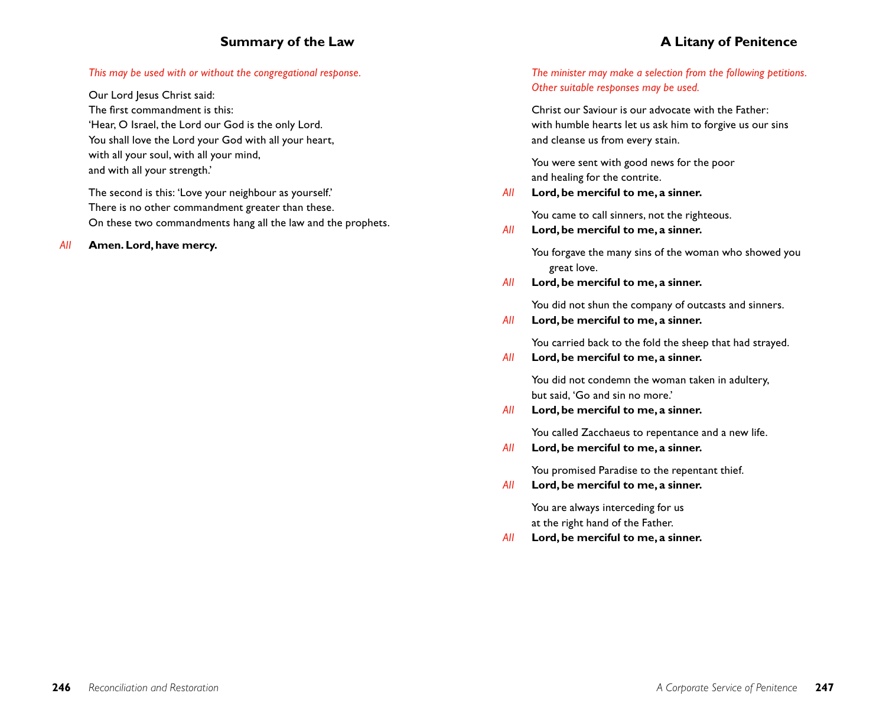## Summary of the Law

*This may be used with or without the congregational response.*

Our Lord Jesus Christ said:
The first commandment is this:
'Hear, O Israel, the Lord our God is the only Lord.
You shall love the Lord your God with all your heart,
with all your soul, with all your mind,
and with all your strength.'

The second is this: 'Love your neighbour as yourself.'
There is no other commandment greater than these.
On these two commandments hang all the law and the prophets.

*All* **Amen. Lord, have mercy.**

## A Litany of Penitence

*The minister may make a selection from the following petitions.*
*Other suitable responses may be used.*

Christ our Saviour is our advocate with the Father:
with humble hearts let us ask him to forgive us our sins
and cleanse us from every stain.

You were sent with good news for the poor
and healing for the contrite.

*All* **Lord, be merciful to me, a sinner.**

You came to call sinners, not the righteous.

*All* **Lord, be merciful to me, a sinner.**

You forgave the many sins of the woman who showed you great love.

*All* **Lord, be merciful to me, a sinner.**

You did not shun the company of outcasts and sinners.

*All* **Lord, be merciful to me, a sinner.**

You carried back to the fold the sheep that had strayed.

*All* **Lord, be merciful to me, a sinner.**

You did not condemn the woman taken in adultery,
but said, 'Go and sin no more.'

*All* **Lord, be merciful to me, a sinner.**

You called Zacchaeus to repentance and a new life.

*All* **Lord, be merciful to me, a sinner.**

You promised Paradise to the repentant thief.

*All* **Lord, be merciful to me, a sinner.**

You are always interceding for us
at the right hand of the Father.

*All* **Lord, be merciful to me, a sinner.**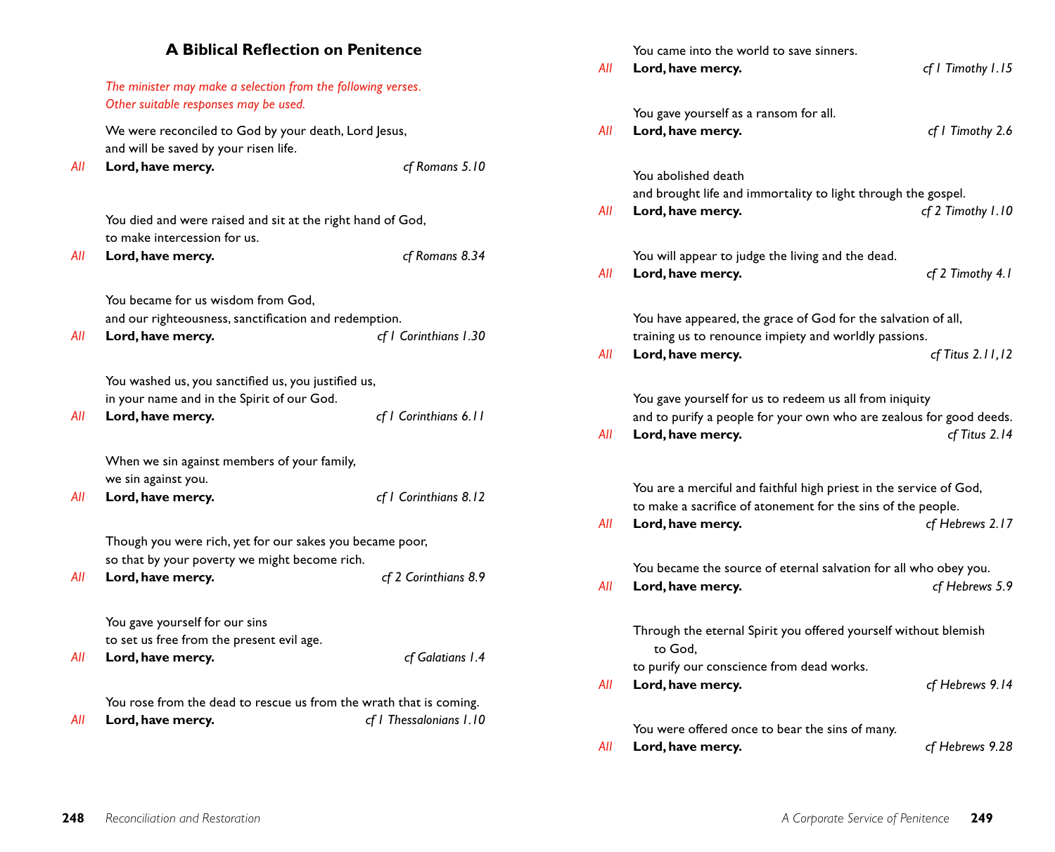## A Biblical Reflection on Penitence

*The minister may make a selection from the following verses. Other suitable responses may be used.*

We were reconciled to God by your death, Lord Jesus,
and will be saved by your risen life.

*All* **Lord, have mercy.** *cf Romans 5.10*

You died and were raised and sit at the right hand of God,
to make intercession for us.

*All* **Lord, have mercy.** *cf Romans 8.34*

You became for us wisdom from God,
and our righteousness, sanctification and redemption.

*All* **Lord, have mercy.** *cf 1 Corinthians 1.30*

You washed us, you sanctified us, you justified us,
in your name and in the Spirit of our God.

*All* **Lord, have mercy.** *cf 1 Corinthians 6.11*

When we sin against members of your family,
we sin against you.

*All* **Lord, have mercy.** *cf 1 Corinthians 8.12*

Though you were rich, yet for our sakes you became poor,
so that by your poverty we might become rich.

*All* **Lord, have mercy.** *cf 2 Corinthians 8.9*

You gave yourself for our sins
to set us free from the present evil age.

*All* **Lord, have mercy.** *cf Galatians 1.4*

You rose from the dead to rescue us from the wrath that is coming.

*All* **Lord, have mercy.** *cf 1 Thessalonians 1.10*

You came into the world to save sinners.

*All* **Lord, have mercy.** *cf 1 Timothy 1.15*

You gave yourself as a ransom for all.

*All* **Lord, have mercy.** *cf 1 Timothy 2.6*

You abolished death
and brought life and immortality to light through the gospel.

*All* **Lord, have mercy.** *cf 2 Timothy 1.10*

You will appear to judge the living and the dead.

*All* **Lord, have mercy.** *cf 2 Timothy 4.1*

You have appeared, the grace of God for the salvation of all,
training us to renounce impiety and worldly passions.

*All* **Lord, have mercy.** *cf Titus 2.11,12*

You gave yourself for us to redeem us all from iniquity
and to purify a people for your own who are zealous for good deeds.

*All* **Lord, have mercy.** *cf Titus 2.14*

You are a merciful and faithful high priest in the service of God,
to make a sacrifice of atonement for the sins of the people.

*All* **Lord, have mercy.** *cf Hebrews 2.17*

You became the source of eternal salvation for all who obey you.

*All* **Lord, have mercy.** *cf Hebrews 5.9*

Through the eternal Spirit you offered yourself without blemish
to God,
to purify our conscience from dead works.

*All* **Lord, have mercy.** *cf Hebrews 9.14*

You were offered once to bear the sins of many.

*All* **Lord, have mercy.** *cf Hebrews 9.28*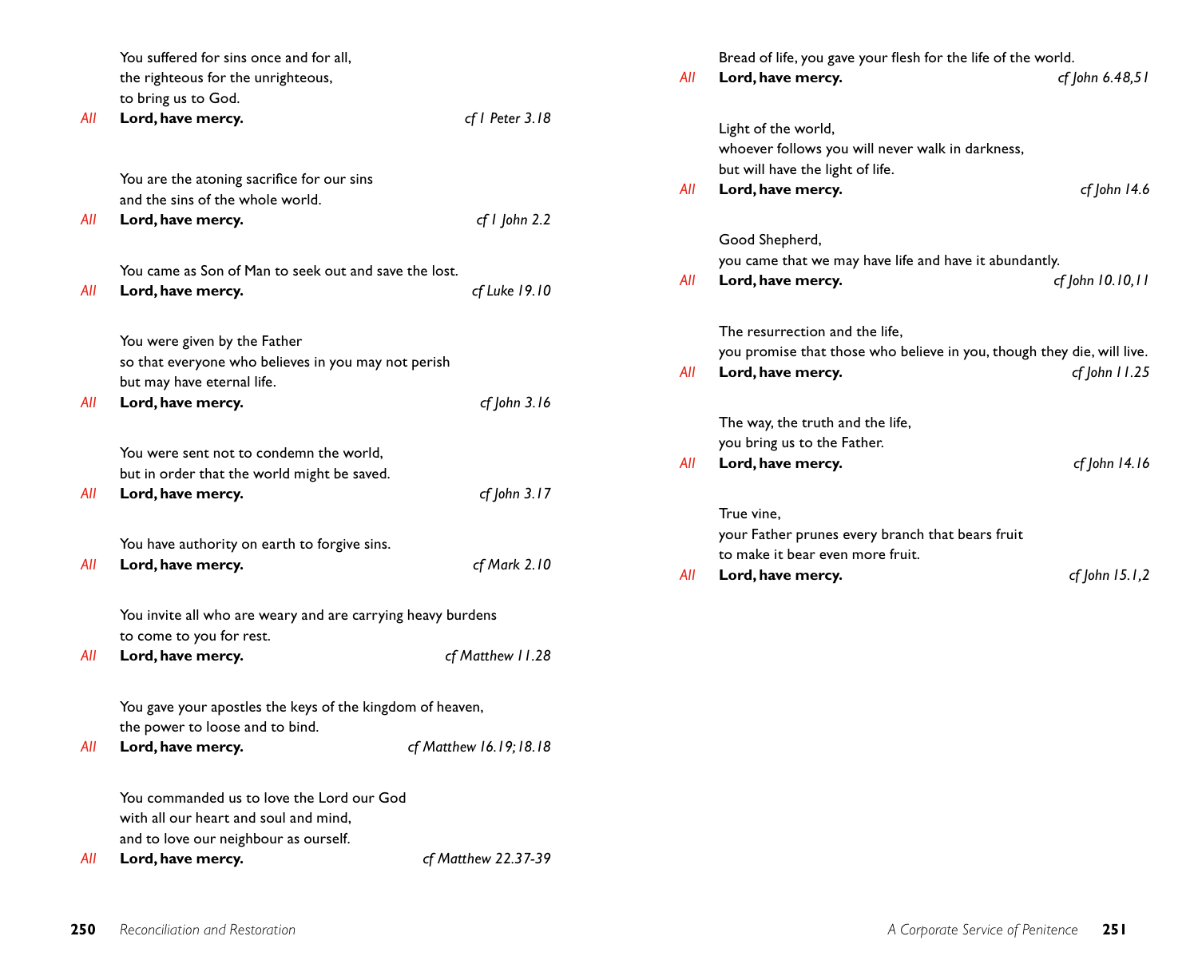You suffered for sins once and for all,
the righteous for the unrighteous,
to bring us to God.

*All* **Lord, have mercy.** *cf 1 Peter 3.18*

You are the atoning sacrifice for our sins
and the sins of the whole world.

*All* **Lord, have mercy.** *cf 1 John 2.2*

You came as Son of Man to seek out and save the lost.

*All* **Lord, have mercy.** *cf Luke 19.10*

You were given by the Father
so that everyone who believes in you may not perish
but may have eternal life.

*All* **Lord, have mercy.** *cf John 3.16*

You were sent not to condemn the world,
but in order that the world might be saved.

*All* **Lord, have mercy.** *cf John 3.17*

You have authority on earth to forgive sins.

*All* **Lord, have mercy.** *cf Mark 2.10*

You invite all who are weary and are carrying heavy burdens
to come to you for rest.

*All* **Lord, have mercy.** *cf Matthew 11.28*

You gave your apostles the keys of the kingdom of heaven,
the power to loose and to bind.

*All* **Lord, have mercy.** *cf Matthew 16.19; 18.18*

You commanded us to love the Lord our God
with all our heart and soul and mind,
and to love our neighbour as ourself.

*All* **Lord, have mercy.** *cf Matthew 22.37-39*

Bread of life, you gave your flesh for the life of the world.

*All* **Lord, have mercy.** *cf John 6.48,51*

Light of the world,
whoever follows you will never walk in darkness,
but will have the light of life.

*All* **Lord, have mercy.** *cf John 14.6*

Good Shepherd,
you came that we may have life and have it abundantly.

*All* **Lord, have mercy.** *cf John 10.10,11*

The resurrection and the life,
you promise that those who believe in you, though they die, will live.

*All* **Lord, have mercy.** *cf John 11.25*

The way, the truth and the life,
you bring us to the Father.

*All* **Lord, have mercy.** *cf John 14.16*

True vine,
your Father prunes every branch that bears fruit
to make it bear even more fruit.

*All* **Lord, have mercy.** *cf John 15.1,2*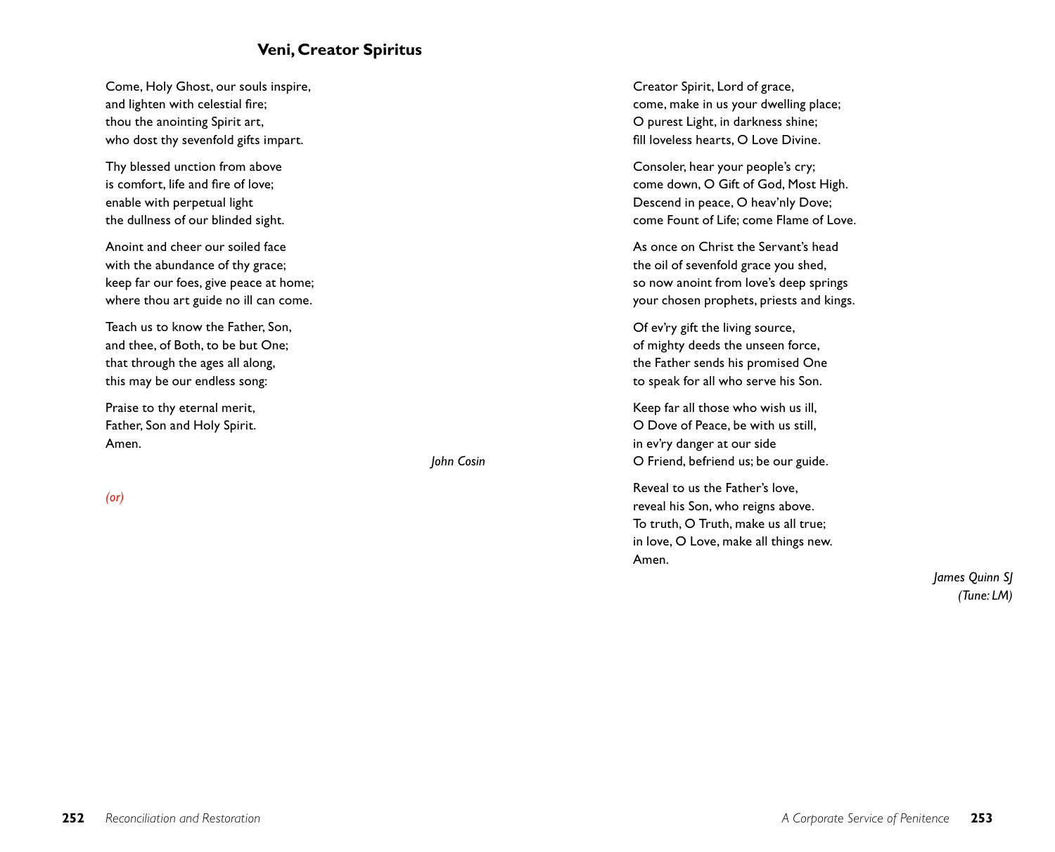## Veni, Creator Spiritus

Come, Holy Ghost, our souls inspire,
and lighten with celestial fire;
thou the anointing Spirit art,
who dost thy sevenfold gifts impart.

Thy blessed unction from above
is comfort, life and fire of love;
enable with perpetual light
the dullness of our blinded sight.

Anoint and cheer our soiled face
with the abundance of thy grace;
keep far our foes, give peace at home;
where thou art guide no ill can come.

Teach us to know the Father, Son,
and thee, of Both, to be but One;
that through the ages all along,
this may be our endless song:

Praise to thy eternal merit,
Father, Son and Holy Spirit.
Amen.

*John Cosin*

*(or)*

Creator Spirit, Lord of grace,
come, make in us your dwelling place;
O purest Light, in darkness shine;
fill loveless hearts, O Love Divine.

Consoler, hear your people's cry;
come down, O Gift of God, Most High.
Descend in peace, O heav'nly Dove;
come Fount of Life; come Flame of Love.

As once on Christ the Servant's head
the oil of sevenfold grace you shed,
so now anoint from love's deep springs
your chosen prophets, priests and kings.

Of ev'ry gift the living source,
of mighty deeds the unseen force,
the Father sends his promised One
to speak for all who serve his Son.

Keep far all those who wish us ill,
O Dove of Peace, be with us still,
in ev'ry danger at our side
O Friend, befriend us; be our guide.

Reveal to us the Father's love,
reveal his Son, who reigns above.
To truth, O Truth, make us all true;
in love, O Love, make all things new.
Amen.

*James Quinn SJ*
*(Tune: LM)*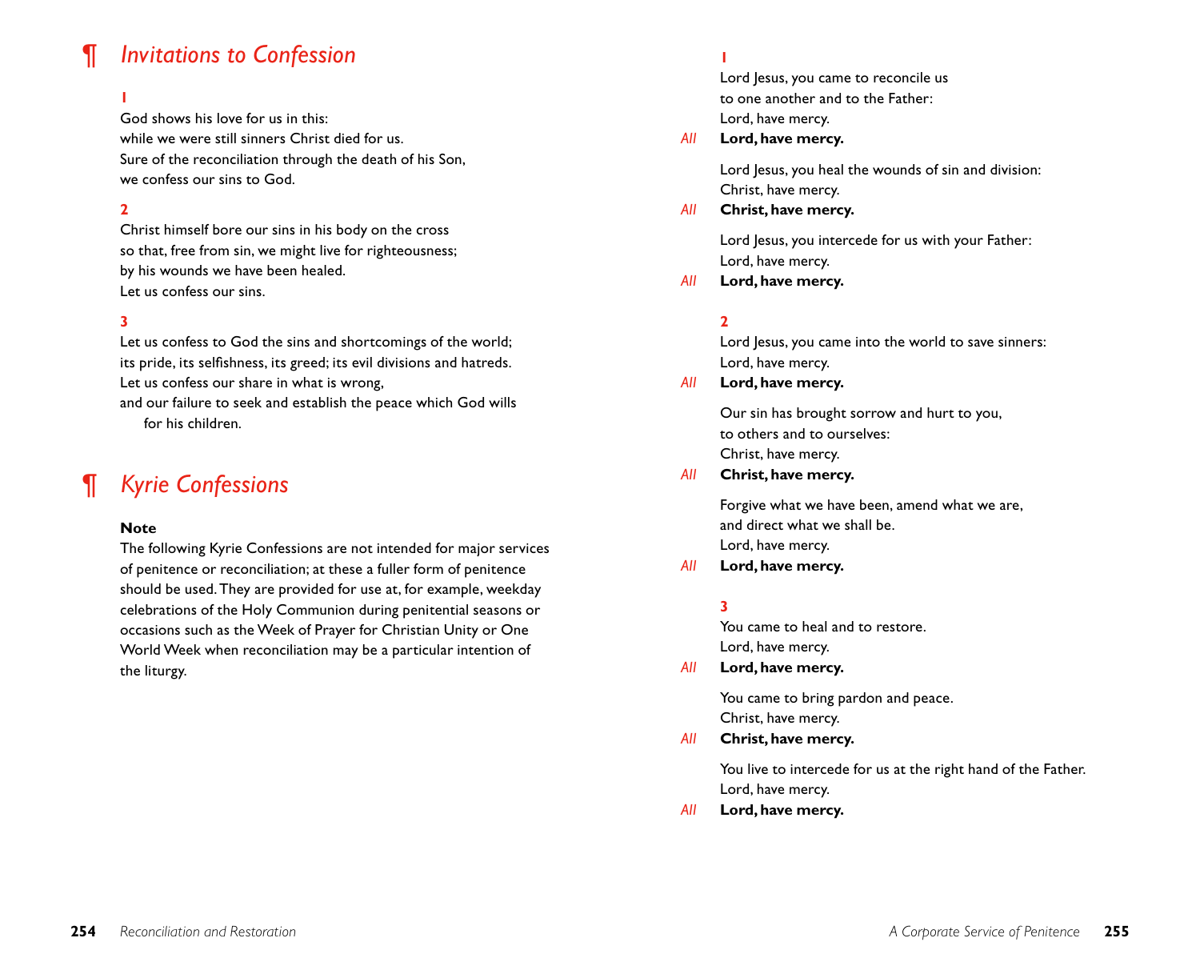## ¶ *Invitations to Confession*

**1**

God shows his love for us in this:
while we were still sinners Christ died for us.
Sure of the reconciliation through the death of his Son,
we confess our sins to God.

**2**

Christ himself bore our sins in his body on the cross
so that, free from sin, we might live for righteousness;
by his wounds we have been healed.
Let us confess our sins.

**3**

Let us confess to God the sins and shortcomings of the world;
its pride, its selfishness, its greed; its evil divisions and hatreds.
Let us confess our share in what is wrong,
and our failure to seek and establish the peace which God wills
for his children.

## ¶ *Kyrie Confessions*

**Note**

The following Kyrie Confessions are not intended for major services of penitence or reconciliation; at these a fuller form of penitence should be used. They are provided for use at, for example, weekday celebrations of the Holy Communion during penitential seasons or occasions such as the Week of Prayer for Christian Unity or One World Week when reconciliation may be a particular intention of the liturgy.

**1**

Lord Jesus, you came to reconcile us
to one another and to the Father:
Lord, have mercy.

*All* **Lord, have mercy.**

Lord Jesus, you heal the wounds of sin and division:
Christ, have mercy.

*All* **Christ, have mercy.**

Lord Jesus, you intercede for us with your Father:
Lord, have mercy.

*All* **Lord, have mercy.**

**2**

Lord Jesus, you came into the world to save sinners:
Lord, have mercy.

*All* **Lord, have mercy.**

Our sin has brought sorrow and hurt to you,
to others and to ourselves:
Christ, have mercy.

*All* **Christ, have mercy.**

Forgive what we have been, amend what we are,
and direct what we shall be.
Lord, have mercy.

*All* **Lord, have mercy.**

**3**

You came to heal and to restore.
Lord, have mercy.

*All* **Lord, have mercy.**

You came to bring pardon and peace.
Christ, have mercy.

*All* **Christ, have mercy.**

You live to intercede for us at the right hand of the Father.
Lord, have mercy.

*All* **Lord, have mercy.**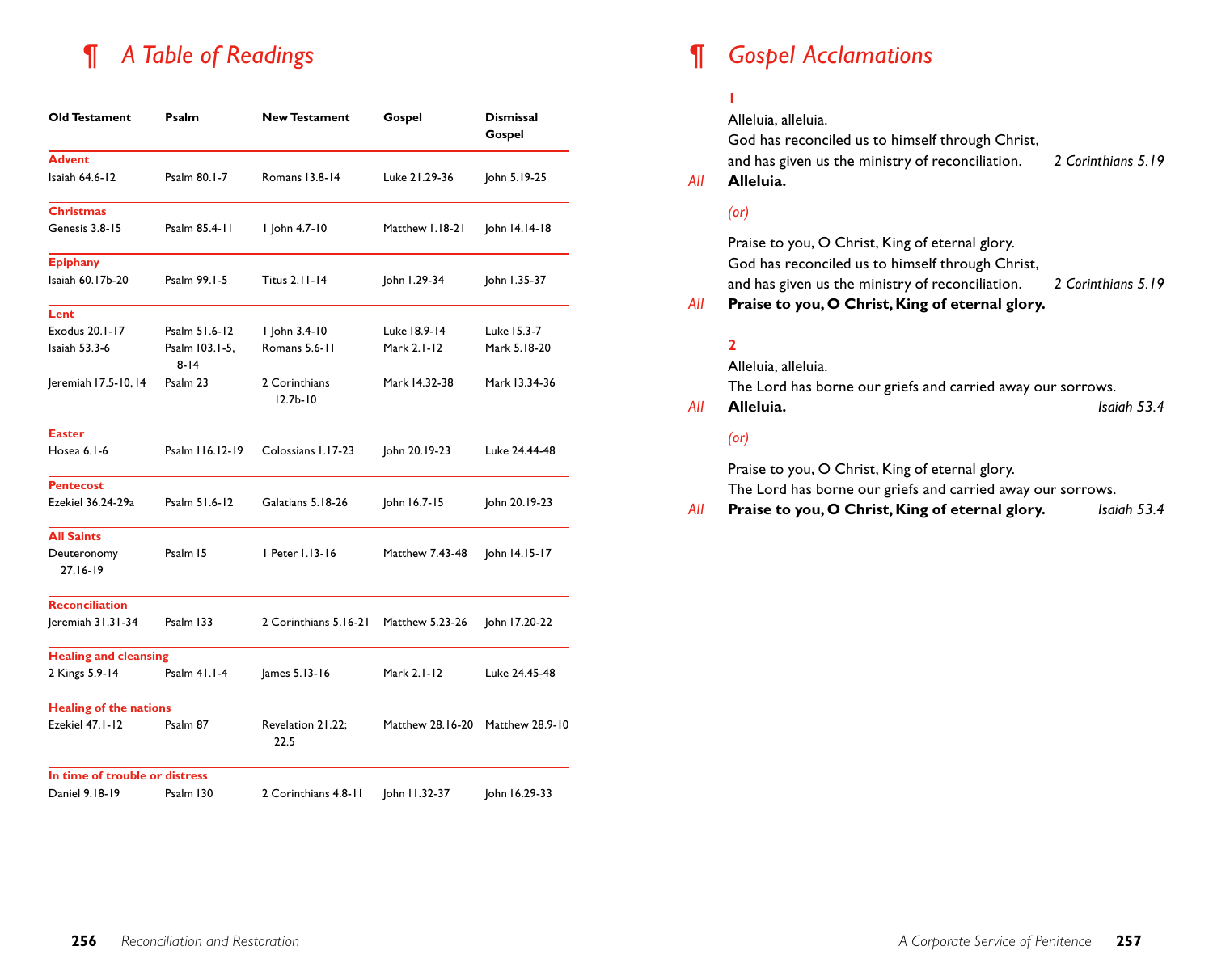# ¶ A Table of Readings

| Old Testament | Psalm | New Testament | Gospel | Dismissal Gospel |
|---|---|---|---|---|
| **Advent** | | | | |
| Isaiah 64.6-12 | Psalm 80.1-7 | Romans 13.8-14 | Luke 21.29-36 | John 5.19-25 |
| **Christmas** | | | | |
| Genesis 3.8-15 | Psalm 85.4-11 | 1 John 4.7-10 | Matthew 1.18-21 | John 14.14-18 |
| **Epiphany** | | | | |
| Isaiah 60.17b-20 | Psalm 99.1-5 | Titus 2.11-14 | John 1.29-34 | John 1.35-37 |
| **Lent** | | | | |
| Exodus 20.1-17 | Psalm 51.6-12 | 1 John 3.4-10 | Luke 18.9-14 | Luke 15.3-7 |
| Isaiah 53.3-6 | Psalm 103.1-5, 8-14 | Romans 5.6-11 | Mark 2.1-12 | Mark 5.18-20 |
| Jeremiah 17.5-10, 14 | Psalm 23 | 2 Corinthians 12.7b-10 | Mark 14.32-38 | Mark 13.34-36 |
| **Easter** | | | | |
| Hosea 6.1-6 | Psalm 116.12-19 | Colossians 1.17-23 | John 20.19-23 | Luke 24.44-48 |
| **Pentecost** | | | | |
| Ezekiel 36.24-29a | Psalm 51.6-12 | Galatians 5.18-26 | John 16.7-15 | John 20.19-23 |
| **All Saints** | | | | |
| Deuteronomy 27.16-19 | Psalm 15 | 1 Peter 1.13-16 | Matthew 7.43-48 | John 14.15-17 |
| **Reconciliation** | | | | |
| Jeremiah 31.31-34 | Psalm 133 | 2 Corinthians 5.16-21 | Matthew 5.23-26 | John 17.20-22 |
| **Healing and cleansing** | | | | |
| 2 Kings 5.9-14 | Psalm 41.1-4 | James 5.13-16 | Mark 2.1-12 | Luke 24.45-48 |
| **Healing of the nations** | | | | |
| Ezekiel 47.1-12 | Psalm 87 | Revelation 21.22; 22.5 | Matthew 28.16-20 | Matthew 28.9-10 |
| **In time of trouble or distress** | | | | |
| Daniel 9.18-19 | Psalm 130 | 2 Corinthians 4.8-11 | John 11.32-37 | John 16.29-33 |

# ¶ Gospel Acclamations

**1**

Alleluia, alleluia.
God has reconciled us to himself through Christ,
and has given us the ministry of reconciliation. *2 Corinthians 5.19*

*All* **Alleluia.**

*(or)*

Praise to you, O Christ, King of eternal glory.
God has reconciled us to himself through Christ,
and has given us the ministry of reconciliation. *2 Corinthians 5.19*

*All* **Praise to you, O Christ, King of eternal glory.**

**2**

Alleluia, alleluia.
The Lord has borne our griefs and carried away our sorrows.

*All* **Alleluia.** *Isaiah 53.4*

*(or)*

Praise to you, O Christ, King of eternal glory.
The Lord has borne our griefs and carried away our sorrows.

*All* **Praise to you, O Christ, King of eternal glory.** *Isaiah 53.4*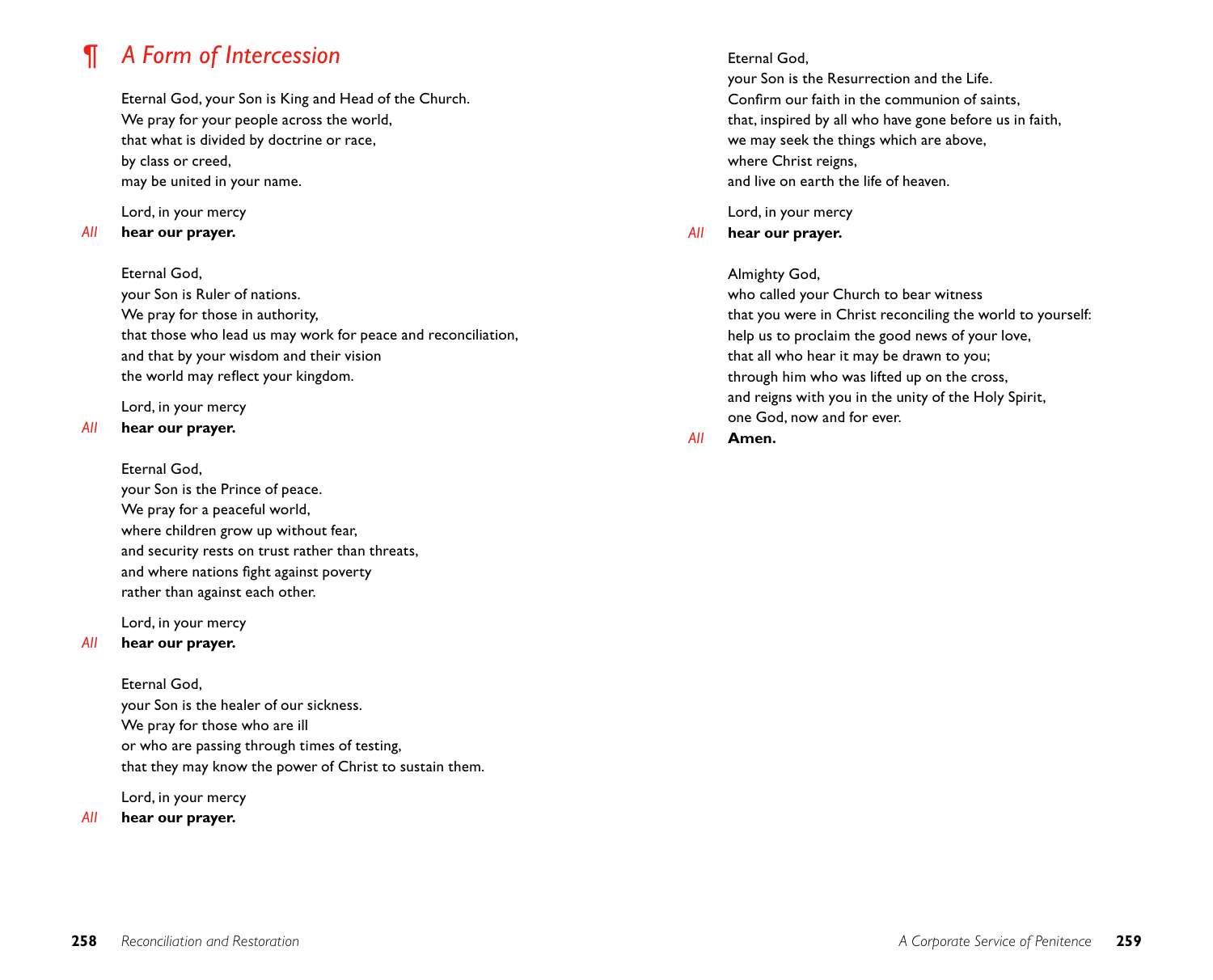## ¶ *A Form of Intercession*

Eternal God, your Son is King and Head of the Church.
We pray for your people across the world,
that what is divided by doctrine or race,
by class or creed,
may be united in your name.

Lord, in your mercy
*All* **hear our prayer.**

Eternal God,
your Son is Ruler of nations.
We pray for those in authority,
that those who lead us may work for peace and reconciliation,
and that by your wisdom and their vision
the world may reflect your kingdom.

Lord, in your mercy
*All* **hear our prayer.**

Eternal God,
your Son is the Prince of peace.
We pray for a peaceful world,
where children grow up without fear,
and security rests on trust rather than threats,
and where nations fight against poverty
rather than against each other.

Lord, in your mercy
*All* **hear our prayer.**

Eternal God,
your Son is the healer of our sickness.
We pray for those who are ill
or who are passing through times of testing,
that they may know the power of Christ to sustain them.

Lord, in your mercy
*All* **hear our prayer.**

Eternal God,
your Son is the Resurrection and the Life.
Confirm our faith in the communion of saints,
that, inspired by all who have gone before us in faith,
we may seek the things which are above,
where Christ reigns,
and live on earth the life of heaven.

Lord, in your mercy
*All* **hear our prayer.**

Almighty God,
who called your Church to bear witness
that you were in Christ reconciling the world to yourself:
help us to proclaim the good news of your love,
that all who hear it may be drawn to you;
through him who was lifted up on the cross,
and reigns with you in the unity of the Holy Spirit,
one God, now and for ever.
*All* **Amen.**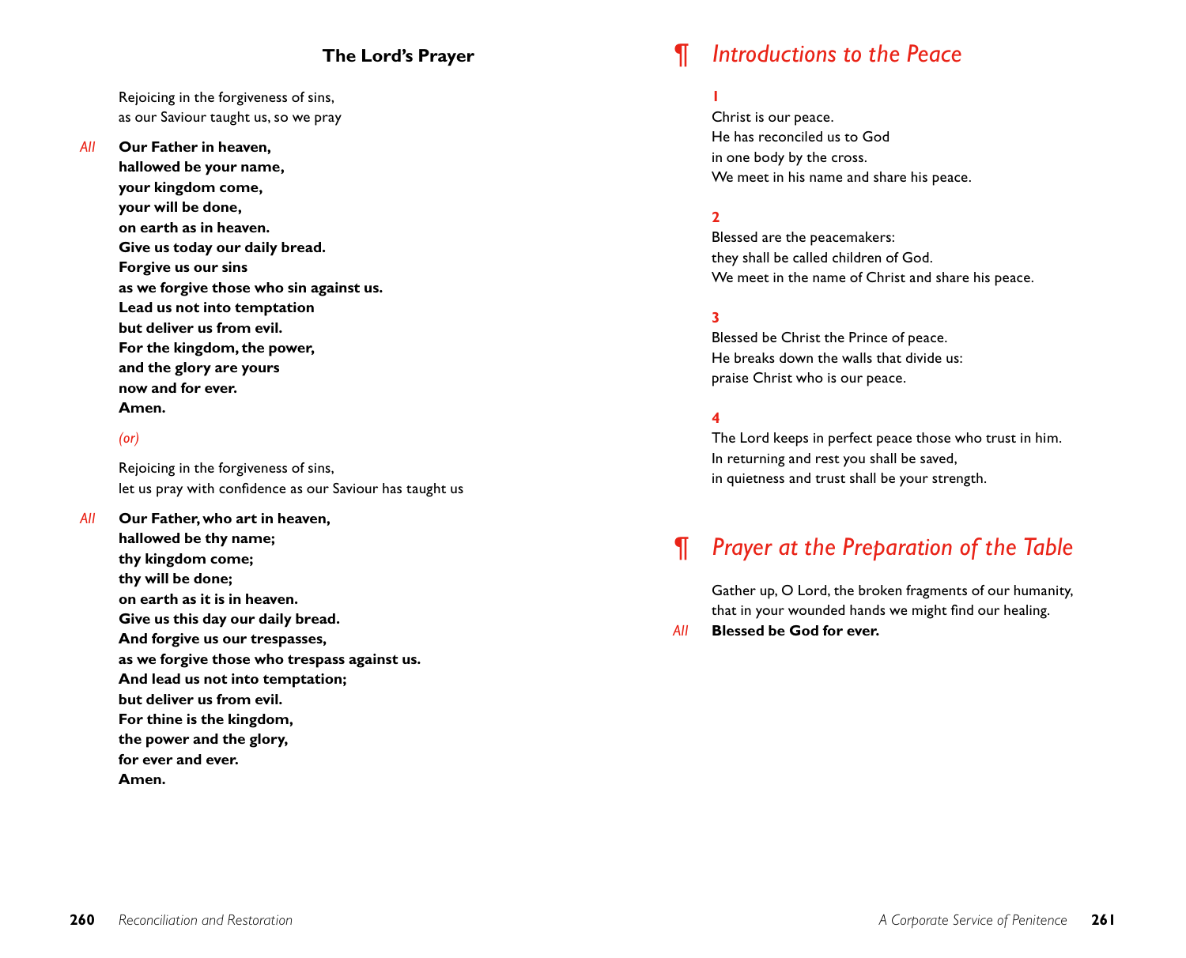## The Lord's Prayer

Rejoicing in the forgiveness of sins,
as our Saviour taught us, so we pray

*All* **Our Father in heaven,**
**hallowed be your name,**
**your kingdom come,**
**your will be done,**
**on earth as in heaven.**
**Give us today our daily bread.**
**Forgive us our sins**
**as we forgive those who sin against us.**
**Lead us not into temptation**
**but deliver us from evil.**
**For the kingdom, the power,**
**and the glory are yours**
**now and for ever.**
**Amen.**

*(or)*

Rejoicing in the forgiveness of sins,
let us pray with confidence as our Saviour has taught us

*All* **Our Father, who art in heaven,**
**hallowed be thy name;**
**thy kingdom come;**
**thy will be done;**
**on earth as it is in heaven.**
**Give us this day our daily bread.**
**And forgive us our trespasses,**
**as we forgive those who trespass against us.**
**And lead us not into temptation;**
**but deliver us from evil.**
**For thine is the kingdom,**
**the power and the glory,**
**for ever and ever.**
**Amen.**

## ¶ *Introductions to the Peace*

**1**

Christ is our peace.
He has reconciled us to God
in one body by the cross.
We meet in his name and share his peace.

**2**

Blessed are the peacemakers:
they shall be called children of God.
We meet in the name of Christ and share his peace.

**3**

Blessed be Christ the Prince of peace.
He breaks down the walls that divide us:
praise Christ who is our peace.

**4**

The Lord keeps in perfect peace those who trust in him.
In returning and rest you shall be saved,
in quietness and trust shall be your strength.

## ¶ *Prayer at the Preparation of the Table*

Gather up, O Lord, the broken fragments of our humanity,
that in your wounded hands we might find our healing.

*All* **Blessed be God for ever.**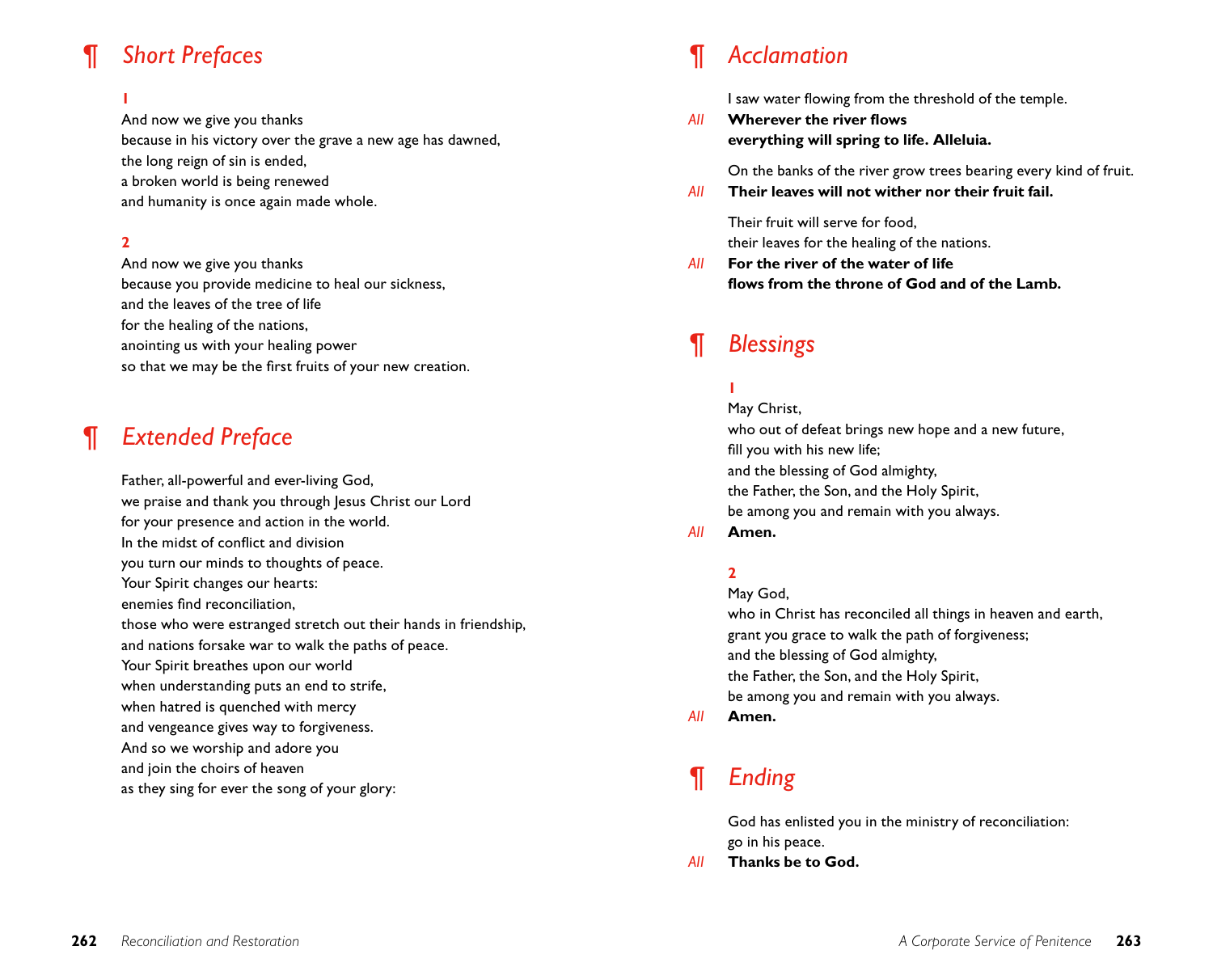## ¶ *Short Prefaces*

**1**

And now we give you thanks
because in his victory over the grave a new age has dawned,
the long reign of sin is ended,
a broken world is being renewed
and humanity is once again made whole.

**2**

And now we give you thanks
because you provide medicine to heal our sickness,
and the leaves of the tree of life
for the healing of the nations,
anointing us with your healing power
so that we may be the first fruits of your new creation.

## ¶ *Extended Preface*

Father, all-powerful and ever-living God,
we praise and thank you through Jesus Christ our Lord
for your presence and action in the world.
In the midst of conflict and division
you turn our minds to thoughts of peace.
Your Spirit changes our hearts:
enemies find reconciliation,
those who were estranged stretch out their hands in friendship,
and nations forsake war to walk the paths of peace.
Your Spirit breathes upon our world
when understanding puts an end to strife,
when hatred is quenched with mercy
and vengeance gives way to forgiveness.
And so we worship and adore you
and join the choirs of heaven
as they sing for ever the song of your glory:

## ¶ *Acclamation*

I saw water flowing from the threshold of the temple.

*All* **Wherever the river flows
everything will spring to life. Alleluia.**

On the banks of the river grow trees bearing every kind of fruit.

*All* **Their leaves will not wither nor their fruit fail.**

Their fruit will serve for food,
their leaves for the healing of the nations.

*All* **For the river of the water of life
flows from the throne of God and of the Lamb.**

## ¶ *Blessings*

**1**

May Christ,
who out of defeat brings new hope and a new future,
fill you with his new life;
and the blessing of God almighty,
the Father, the Son, and the Holy Spirit,
be among you and remain with you always.

*All* **Amen.**

**2**

May God,
who in Christ has reconciled all things in heaven and earth,
grant you grace to walk the path of forgiveness;
and the blessing of God almighty,
the Father, the Son, and the Holy Spirit,
be among you and remain with you always.

*All* **Amen.**

## ¶ *Ending*

God has enlisted you in the ministry of reconciliation:
go in his peace.

*All* **Thanks be to God.**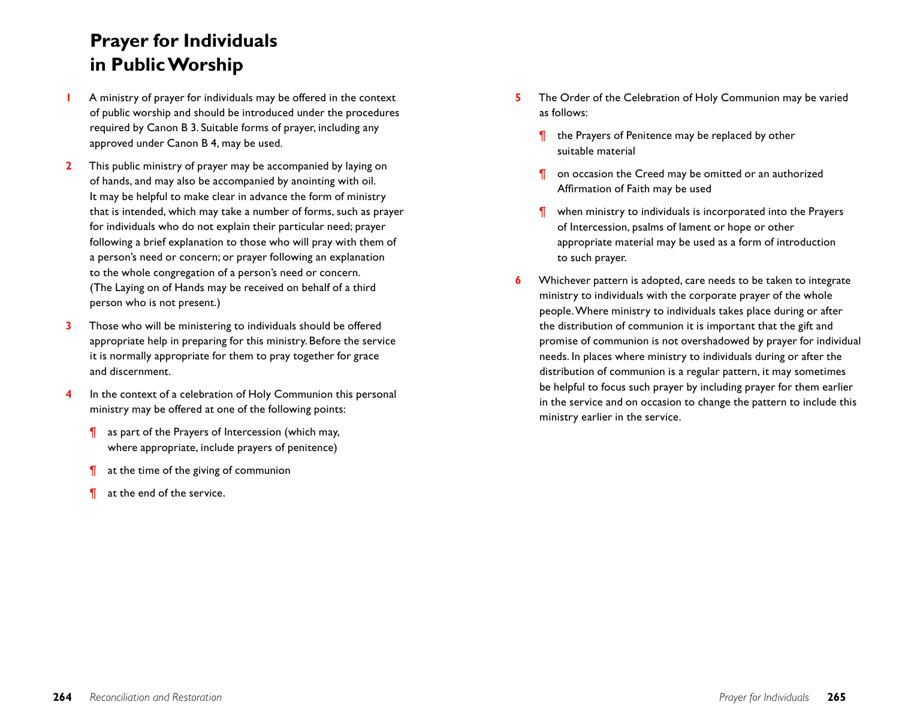# Prayer for Individuals in Public Worship

**1** A ministry of prayer for individuals may be offered in the context of public worship and should be introduced under the procedures required by Canon B 3. Suitable forms of prayer, including any approved under Canon B 4, may be used.

**2** This public ministry of prayer may be accompanied by laying on of hands, and may also be accompanied by anointing with oil. It may be helpful to make clear in advance the form of ministry that is intended, which may take a number of forms, such as prayer for individuals who do not explain their particular need; prayer following a brief explanation to those who will pray with them of a person's need or concern; or prayer following an explanation to the whole congregation of a person's need or concern. (The Laying on of Hands may be received on behalf of a third person who is not present.)

**3** Those who will be ministering to individuals should be offered appropriate help in preparing for this ministry. Before the service it is normally appropriate for them to pray together for grace and discernment.

**4** In the context of a celebration of Holy Communion this personal ministry may be offered at one of the following points:

¶ as part of the Prayers of Intercession (which may, where appropriate, include prayers of penitence)

¶ at the time of the giving of communion

¶ at the end of the service.

**5** The Order of the Celebration of Holy Communion may be varied as follows:

¶ the Prayers of Penitence may be replaced by other suitable material

¶ on occasion the Creed may be omitted or an authorized Affirmation of Faith may be used

¶ when ministry to individuals is incorporated into the Prayers of Intercession, psalms of lament or hope or other appropriate material may be used as a form of introduction to such prayer.

**6** Whichever pattern is adopted, care needs to be taken to integrate ministry to individuals with the corporate prayer of the whole people. Where ministry to individuals takes place during or after the distribution of communion it is important that the gift and promise of communion is not overshadowed by prayer for individual needs. In places where ministry to individuals during or after the distribution of communion is a regular pattern, it may sometimes be helpful to focus such prayer by including prayer for them earlier in the service and on occasion to change the pattern to include this ministry earlier in the service.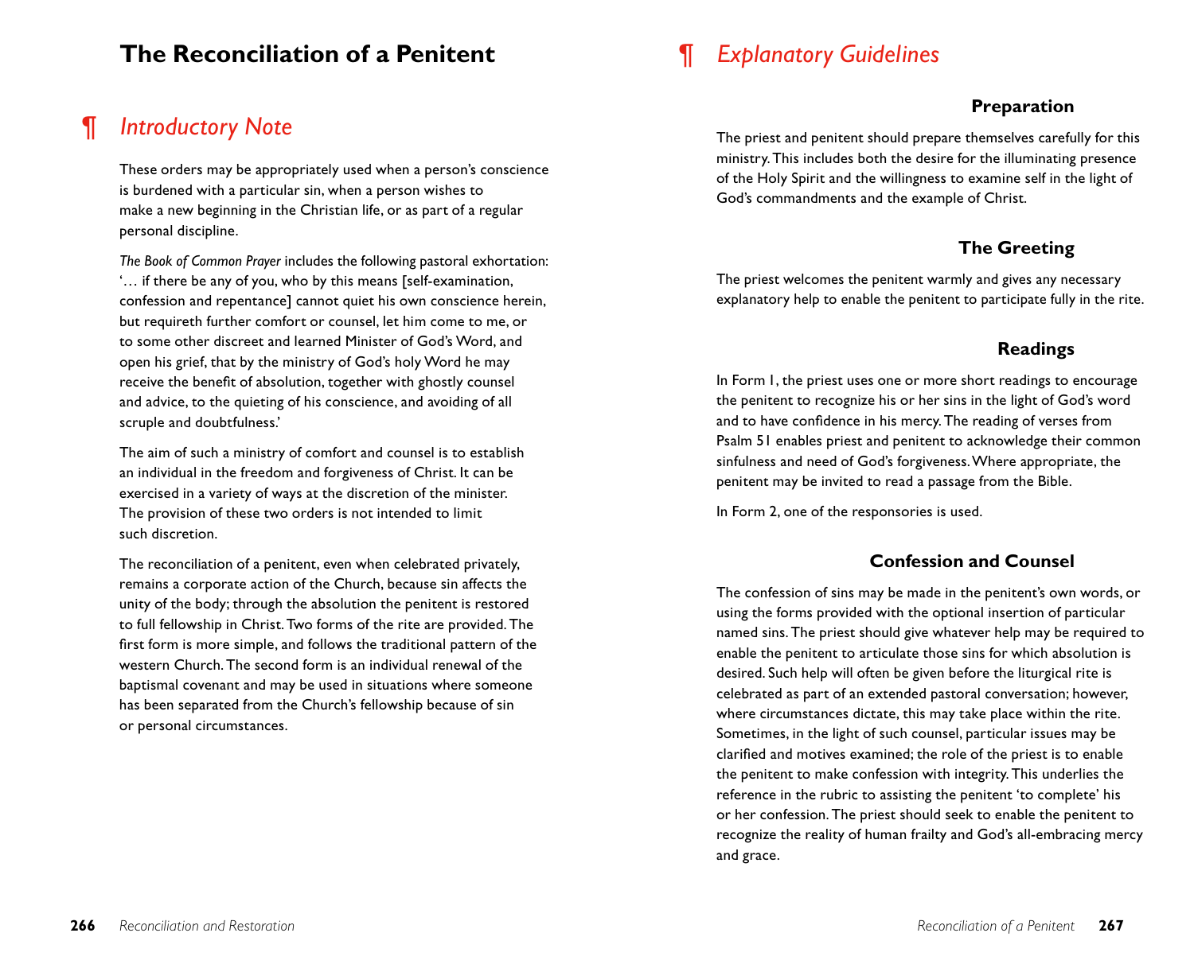# The Reconciliation of a Penitent

## ¶ *Introductory Note*

These orders may be appropriately used when a person's conscience is burdened with a particular sin, when a person wishes to make a new beginning in the Christian life, or as part of a regular personal discipline.

*The Book of Common Prayer* includes the following pastoral exhortation: '… if there be any of you, who by this means [self-examination, confession and repentance] cannot quiet his own conscience herein, but requireth further comfort or counsel, let him come to me, or to some other discreet and learned Minister of God's Word, and open his grief, that by the ministry of God's holy Word he may receive the benefit of absolution, together with ghostly counsel and advice, to the quieting of his conscience, and avoiding of all scruple and doubtfulness.'

The aim of such a ministry of comfort and counsel is to establish an individual in the freedom and forgiveness of Christ. It can be exercised in a variety of ways at the discretion of the minister. The provision of these two orders is not intended to limit such discretion.

The reconciliation of a penitent, even when celebrated privately, remains a corporate action of the Church, because sin affects the unity of the body; through the absolution the penitent is restored to full fellowship in Christ. Two forms of the rite are provided. The first form is more simple, and follows the traditional pattern of the western Church. The second form is an individual renewal of the baptismal covenant and may be used in situations where someone has been separated from the Church's fellowship because of sin or personal circumstances.

## ¶ *Explanatory Guidelines*

### Preparation

The priest and penitent should prepare themselves carefully for this ministry. This includes both the desire for the illuminating presence of the Holy Spirit and the willingness to examine self in the light of God's commandments and the example of Christ.

### The Greeting

The priest welcomes the penitent warmly and gives any necessary explanatory help to enable the penitent to participate fully in the rite.

### Readings

In Form 1, the priest uses one or more short readings to encourage the penitent to recognize his or her sins in the light of God's word and to have confidence in his mercy. The reading of verses from Psalm 51 enables priest and penitent to acknowledge their common sinfulness and need of God's forgiveness. Where appropriate, the penitent may be invited to read a passage from the Bible.

In Form 2, one of the responsories is used.

### Confession and Counsel

The confession of sins may be made in the penitent's own words, or using the forms provided with the optional insertion of particular named sins. The priest should give whatever help may be required to enable the penitent to articulate those sins for which absolution is desired. Such help will often be given before the liturgical rite is celebrated as part of an extended pastoral conversation; however, where circumstances dictate, this may take place within the rite. Sometimes, in the light of such counsel, particular issues may be clarified and motives examined; the role of the priest is to enable the penitent to make confession with integrity. This underlies the reference in the rubric to assisting the penitent 'to complete' his or her confession. The priest should seek to enable the penitent to recognize the reality of human frailty and God's all-embracing mercy and grace.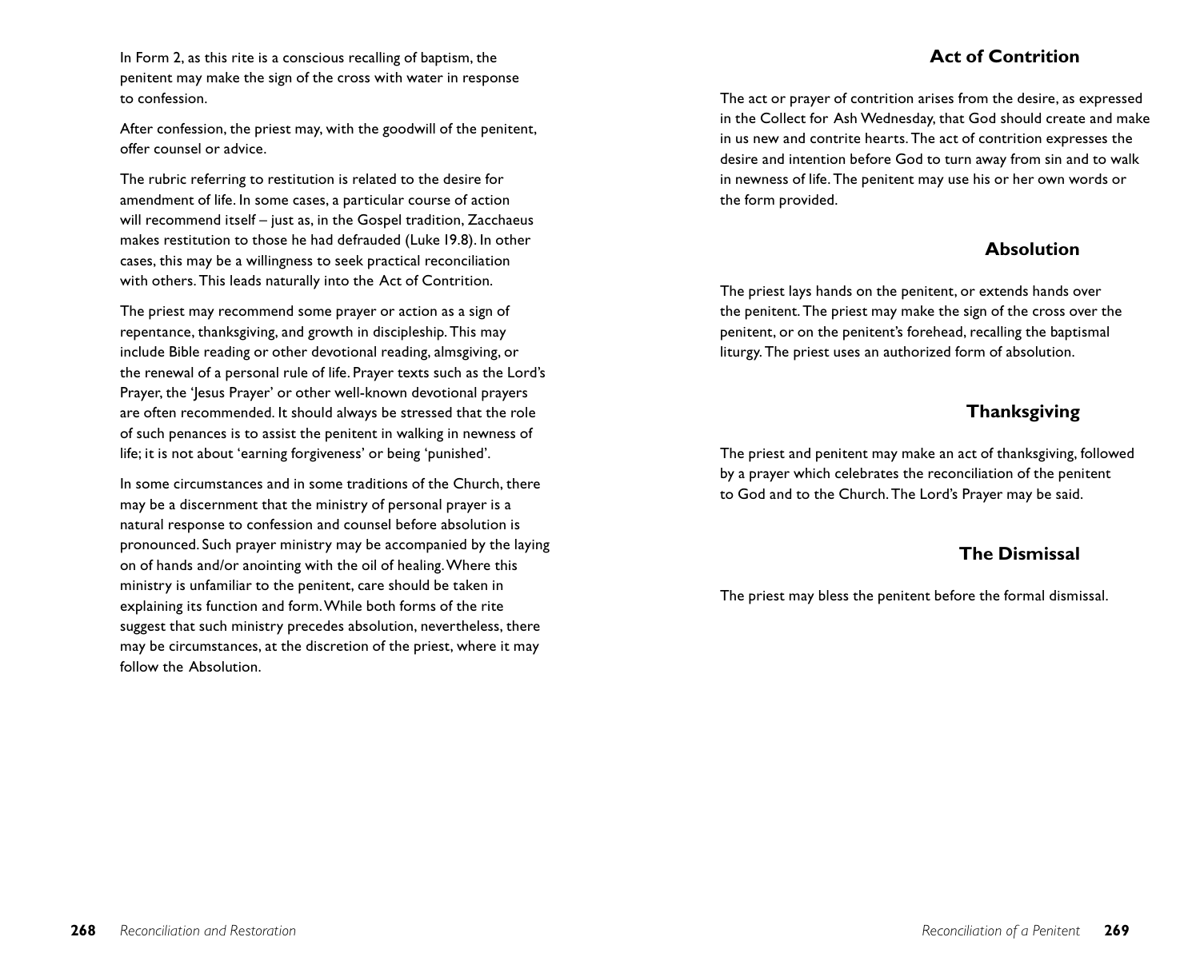In Form 2, as this rite is a conscious recalling of baptism, the penitent may make the sign of the cross with water in response to confession.

After confession, the priest may, with the goodwill of the penitent, offer counsel or advice.

The rubric referring to restitution is related to the desire for amendment of life. In some cases, a particular course of action will recommend itself – just as, in the Gospel tradition, Zacchaeus makes restitution to those he had defrauded (Luke 19.8). In other cases, this may be a willingness to seek practical reconciliation with others. This leads naturally into the Act of Contrition.

The priest may recommend some prayer or action as a sign of repentance, thanksgiving, and growth in discipleship. This may include Bible reading or other devotional reading, almsgiving, or the renewal of a personal rule of life. Prayer texts such as the Lord's Prayer, the 'Jesus Prayer' or other well-known devotional prayers are often recommended. It should always be stressed that the role of such penances is to assist the penitent in walking in newness of life; it is not about 'earning forgiveness' or being 'punished'.

In some circumstances and in some traditions of the Church, there may be a discernment that the ministry of personal prayer is a natural response to confession and counsel before absolution is pronounced. Such prayer ministry may be accompanied by the laying on of hands and/or anointing with the oil of healing. Where this ministry is unfamiliar to the penitent, care should be taken in explaining its function and form. While both forms of the rite suggest that such ministry precedes absolution, nevertheless, there may be circumstances, at the discretion of the priest, where it may follow the Absolution.

## Act of Contrition

The act or prayer of contrition arises from the desire, as expressed in the Collect for Ash Wednesday, that God should create and make in us new and contrite hearts. The act of contrition expresses the desire and intention before God to turn away from sin and to walk in newness of life. The penitent may use his or her own words or the form provided.

## Absolution

The priest lays hands on the penitent, or extends hands over the penitent. The priest may make the sign of the cross over the penitent, or on the penitent's forehead, recalling the baptismal liturgy. The priest uses an authorized form of absolution.

## Thanksgiving

The priest and penitent may make an act of thanksgiving, followed by a prayer which celebrates the reconciliation of the penitent to God and to the Church. The Lord's Prayer may be said.

## The Dismissal

The priest may bless the penitent before the formal dismissal.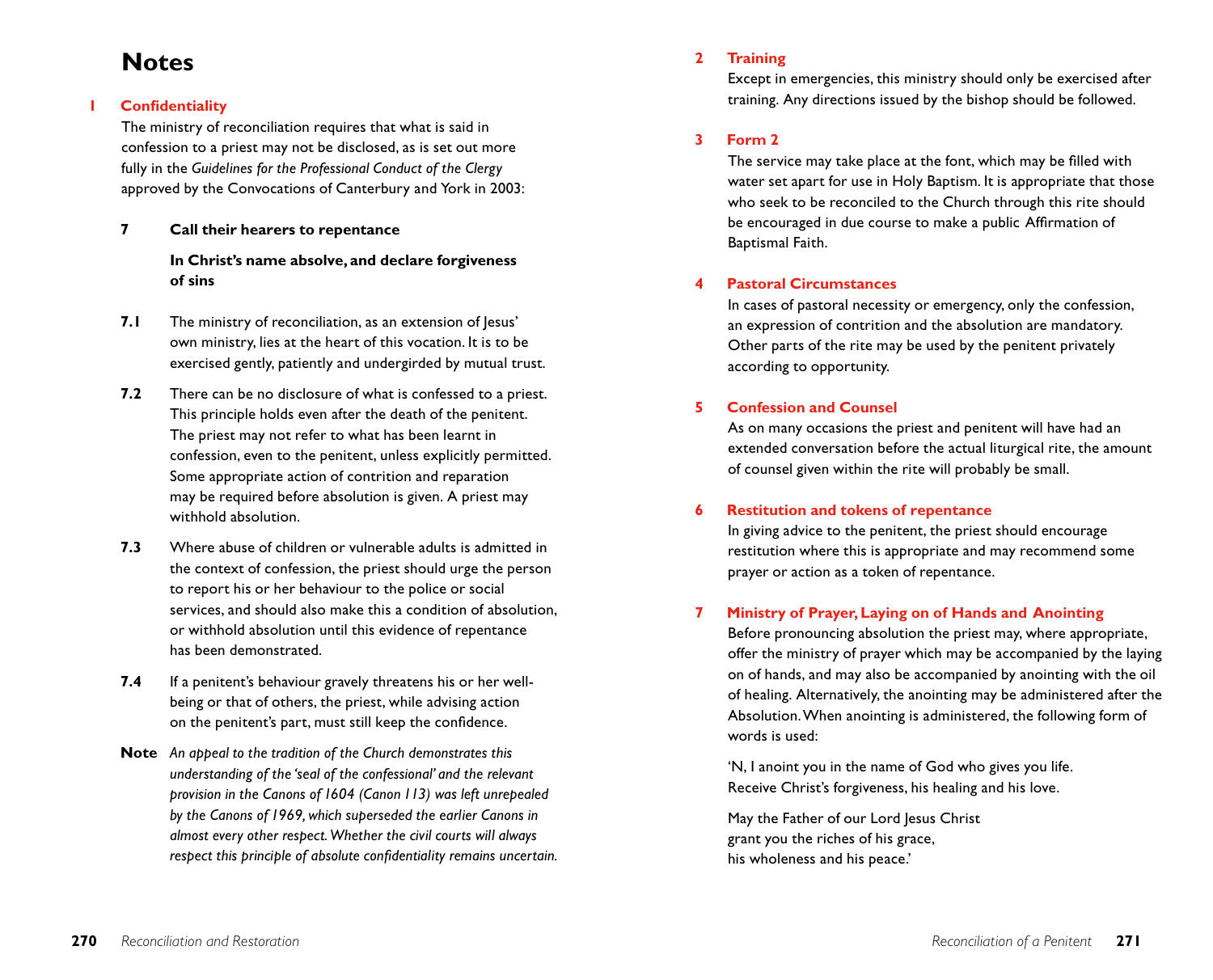# Notes

## 1 Confidentiality

The ministry of reconciliation requires that what is said in confession to a priest may not be disclosed, as is set out more fully in the *Guidelines for the Professional Conduct of the Clergy* approved by the Convocations of Canterbury and York in 2003:

**7 Call their hearers to repentance**

**In Christ's name absolve, and declare forgiveness of sins**

**7.1** The ministry of reconciliation, as an extension of Jesus' own ministry, lies at the heart of this vocation. It is to be exercised gently, patiently and undergirded by mutual trust.

**7.2** There can be no disclosure of what is confessed to a priest. This principle holds even after the death of the penitent. The priest may not refer to what has been learnt in confession, even to the penitent, unless explicitly permitted. Some appropriate action of contrition and reparation may be required before absolution is given. A priest may withhold absolution.

**7.3** Where abuse of children or vulnerable adults is admitted in the context of confession, the priest should urge the person to report his or her behaviour to the police or social services, and should also make this a condition of absolution, or withhold absolution until this evidence of repentance has been demonstrated.

**7.4** If a penitent's behaviour gravely threatens his or her well-being or that of others, the priest, while advising action on the penitent's part, must still keep the confidence.

**Note** *An appeal to the tradition of the Church demonstrates this understanding of the 'seal of the confessional' and the relevant provision in the Canons of 1604 (Canon 113) was left unrepealed by the Canons of 1969, which superseded the earlier Canons in almost every other respect. Whether the civil courts will always respect this principle of absolute confidentiality remains uncertain.*

## 2 Training

Except in emergencies, this ministry should only be exercised after training. Any directions issued by the bishop should be followed.

## 3 Form 2

The service may take place at the font, which may be filled with water set apart for use in Holy Baptism. It is appropriate that those who seek to be reconciled to the Church through this rite should be encouraged in due course to make a public Affirmation of Baptismal Faith.

## 4 Pastoral Circumstances

In cases of pastoral necessity or emergency, only the confession, an expression of contrition and the absolution are mandatory. Other parts of the rite may be used by the penitent privately according to opportunity.

## 5 Confession and Counsel

As on many occasions the priest and penitent will have had an extended conversation before the actual liturgical rite, the amount of counsel given within the rite will probably be small.

## 6 Restitution and tokens of repentance

In giving advice to the penitent, the priest should encourage restitution where this is appropriate and may recommend some prayer or action as a token of repentance.

## 7 Ministry of Prayer, Laying on of Hands and Anointing

Before pronouncing absolution the priest may, where appropriate, offer the ministry of prayer which may be accompanied by the laying on of hands, and may also be accompanied by anointing with the oil of healing. Alternatively, the anointing may be administered after the Absolution. When anointing is administered, the following form of words is used:

'N, I anoint you in the name of God who gives you life.  
Receive Christ's forgiveness, his healing and his love.

May the Father of our Lord Jesus Christ  
grant you the riches of his grace,  
his wholeness and his peace.'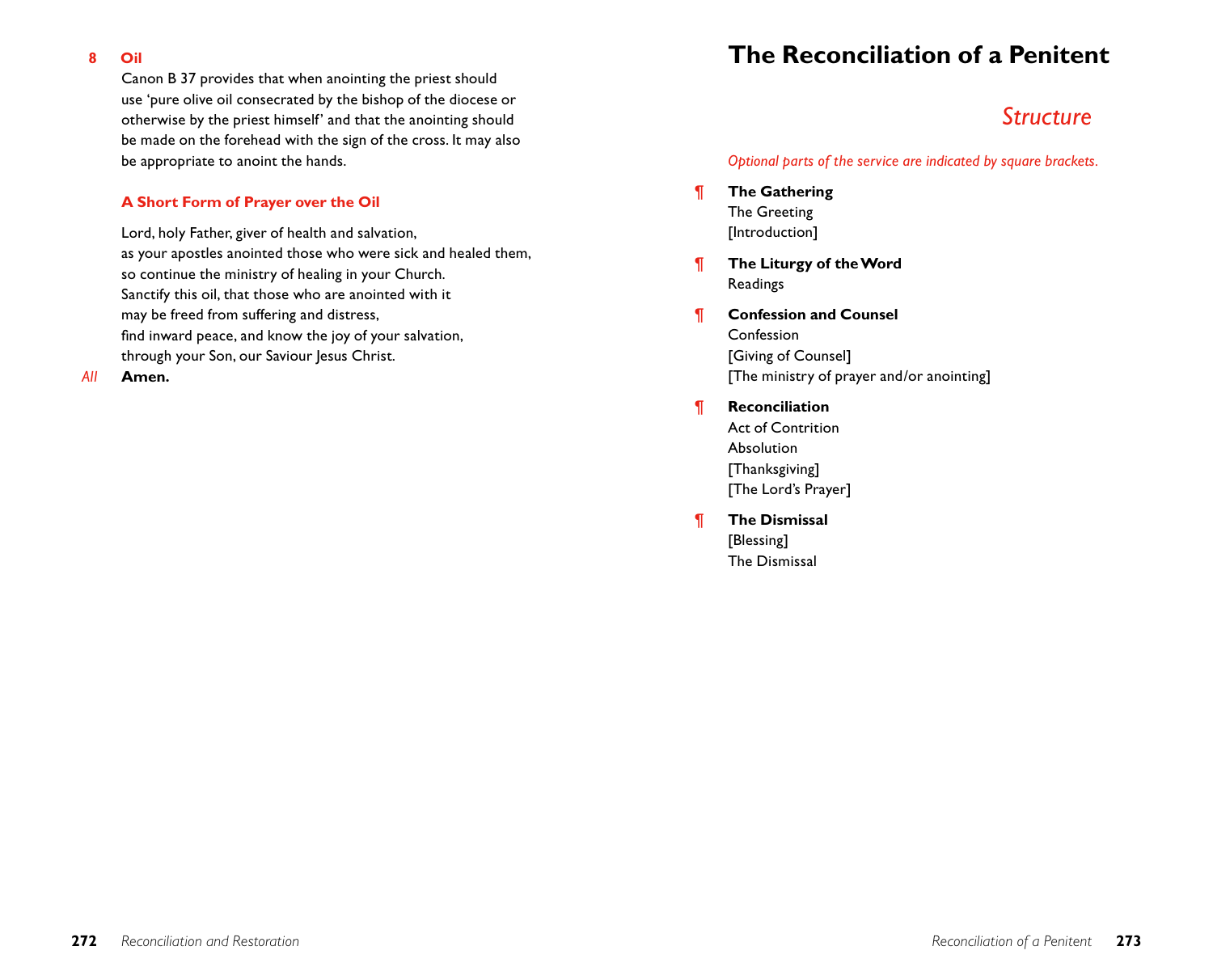**8 Oil**

Canon B 37 provides that when anointing the priest should use 'pure olive oil consecrated by the bishop of the diocese or otherwise by the priest himself' and that the anointing should be made on the forehead with the sign of the cross. It may also be appropriate to anoint the hands.

### A Short Form of Prayer over the Oil

Lord, holy Father, giver of health and salvation,
as your apostles anointed those who were sick and healed them,
so continue the ministry of healing in your Church.
Sanctify this oil, that those who are anointed with it
may be freed from suffering and distress,
find inward peace, and know the joy of your salvation,
through your Son, our Saviour Jesus Christ.

*All* **Amen.**

# The Reconciliation of a Penitent

## *Structure*

*Optional parts of the service are indicated by square brackets.*

¶ **The Gathering**
The Greeting
[Introduction]

¶ **The Liturgy of the Word**
Readings

¶ **Confession and Counsel**
Confession
[Giving of Counsel]
[The ministry of prayer and/or anointing]

¶ **Reconciliation**
Act of Contrition
Absolution
[Thanksgiving]
[The Lord's Prayer]

¶ **The Dismissal**
[Blessing]
The Dismissal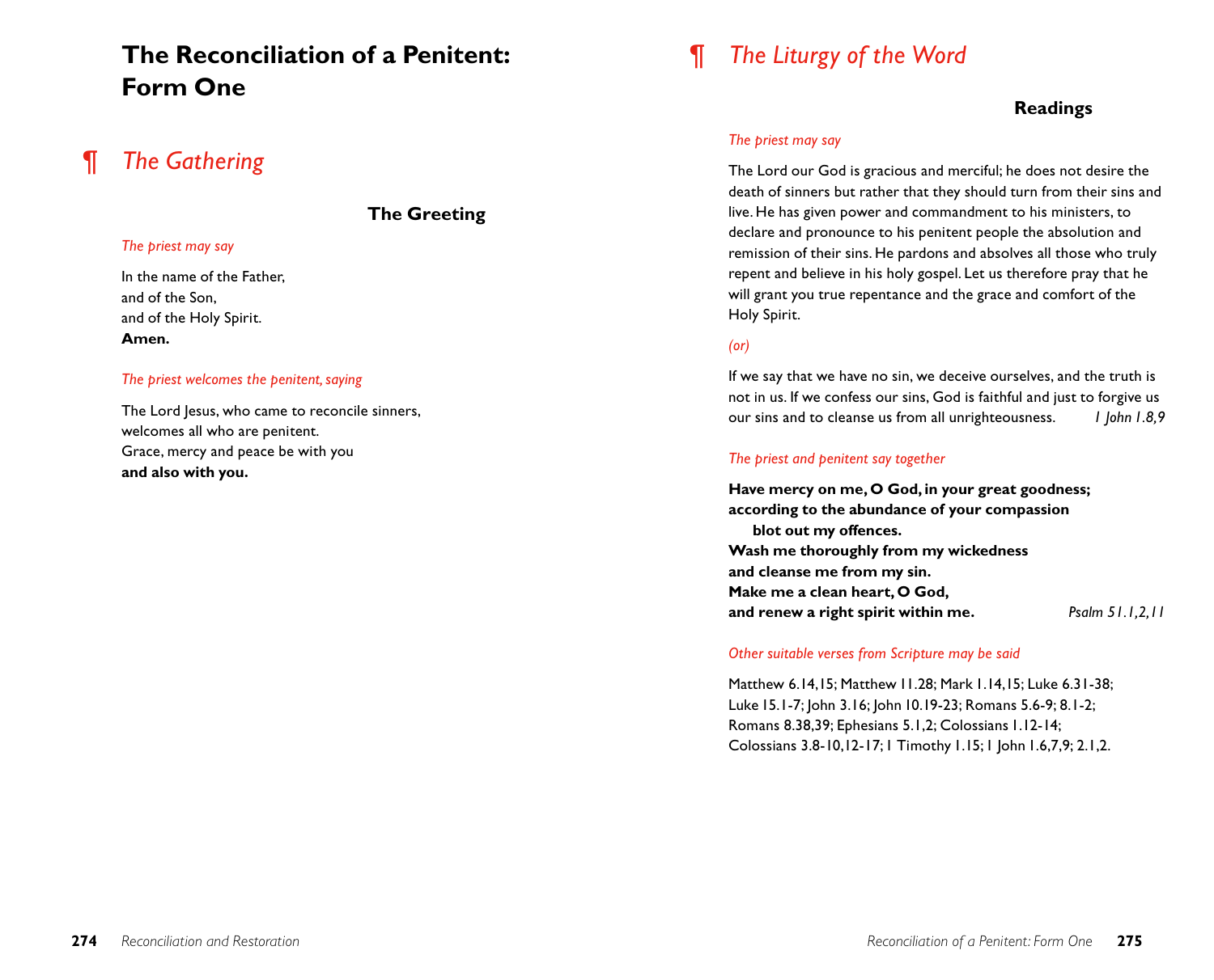# The Reconciliation of a Penitent: Form One

## ¶ *The Gathering*

### The Greeting

*The priest may say*

In the name of the Father,
and of the Son,
and of the Holy Spirit.
**Amen.**

*The priest welcomes the penitent, saying*

The Lord Jesus, who came to reconcile sinners,
welcomes all who are penitent.
Grace, mercy and peace be with you
**and also with you.**

## ¶ *The Liturgy of the Word*

### Readings

*The priest may say*

The Lord our God is gracious and merciful; he does not desire the death of sinners but rather that they should turn from their sins and live. He has given power and commandment to his ministers, to declare and pronounce to his penitent people the absolution and remission of their sins. He pardons and absolves all those who truly repent and believe in his holy gospel. Let us therefore pray that he will grant you true repentance and the grace and comfort of the Holy Spirit.

*(or)*

If we say that we have no sin, we deceive ourselves, and the truth is not in us. If we confess our sins, God is faithful and just to forgive us our sins and to cleanse us from all unrighteousness. *1 John 1.8,9*

*The priest and penitent say together*

**Have mercy on me, O God, in your great goodness;**
**according to the abundance of your compassion**
**blot out my offences.**
**Wash me thoroughly from my wickedness**
**and cleanse me from my sin.**
**Make me a clean heart, O God,**
**and renew a right spirit within me.** *Psalm 51.1,2,11*

*Other suitable verses from Scripture may be said*

Matthew 6.14,15; Matthew 11.28; Mark 1.14,15; Luke 6.31-38; Luke 15.1-7; John 3.16; John 10.19-23; Romans 5.6-9; 8.1-2; Romans 8.38,39; Ephesians 5.1,2; Colossians 1.12-14; Colossians 3.8-10,12-17; 1 Timothy 1.15; 1 John 1.6,7,9; 2.1,2.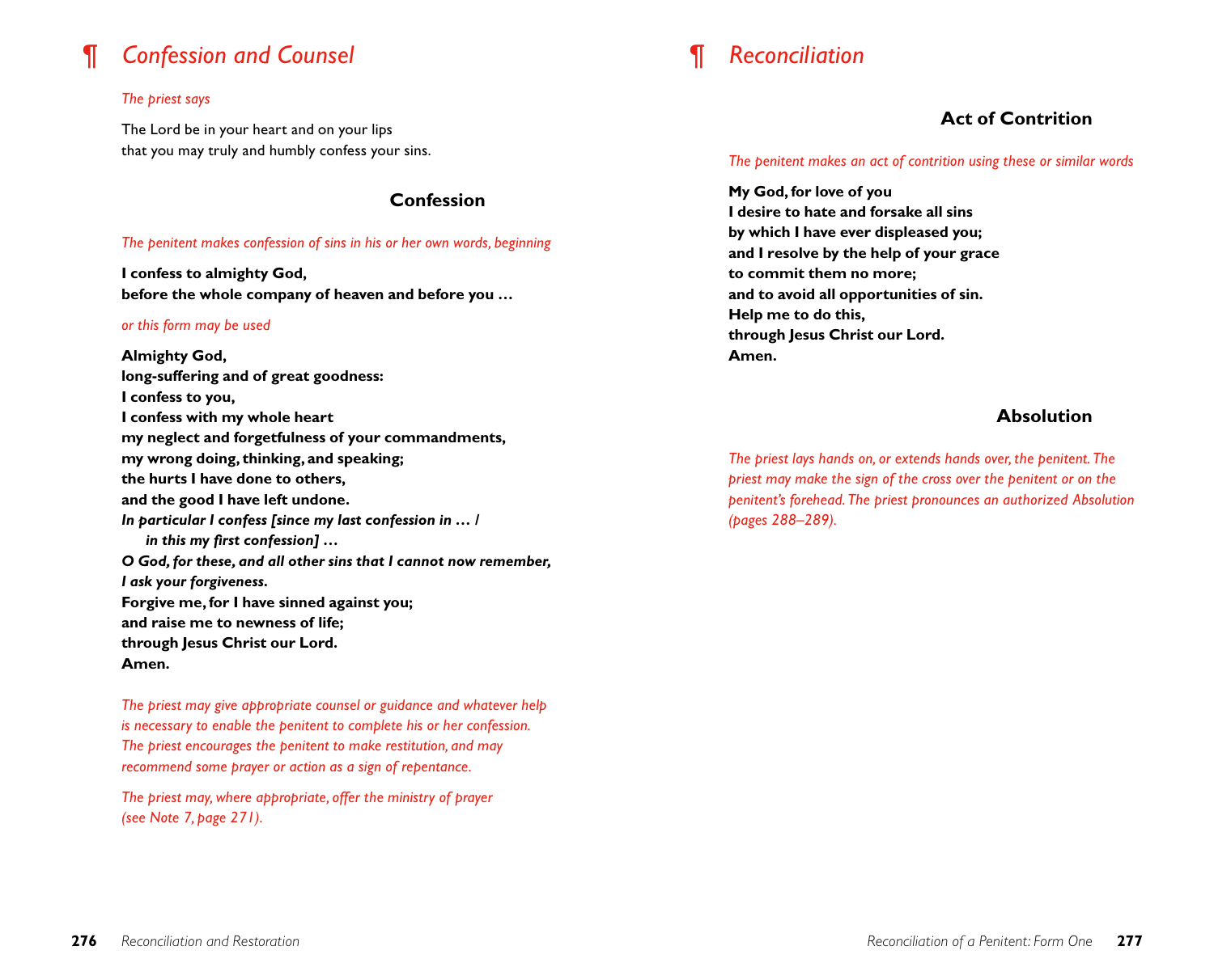# ¶ *Confession and Counsel*

*The priest says*

The Lord be in your heart and on your lips
that you may truly and humbly confess your sins.

## Confession

*The penitent makes confession of sins in his or her own words, beginning*

**I confess to almighty God,**
**before the whole company of heaven and before you …**

*or this form may be used*

**Almighty God,**
**long-suffering and of great goodness:**
**I confess to you,**
**I confess with my whole heart**
**my neglect and forgetfulness of your commandments,**
**my wrong doing, thinking, and speaking;**
**the hurts I have done to others,**
**and the good I have left undone.**
***In particular I confess [since my last confession in … /***
***in this my first confession] …***
***O God, for these, and all other sins that I cannot now remember,***
***I ask your forgiveness.***
**Forgive me, for I have sinned against you;**
**and raise me to newness of life;**
**through Jesus Christ our Lord.**
**Amen.**

*The priest may give appropriate counsel or guidance and whatever help is necessary to enable the penitent to complete his or her confession. The priest encourages the penitent to make restitution, and may recommend some prayer or action as a sign of repentance.*

*The priest may, where appropriate, offer the ministry of prayer (see Note 7, page 271).*

# ¶ *Reconciliation*

## Act of Contrition

*The penitent makes an act of contrition using these or similar words*

**My God, for love of you**
**I desire to hate and forsake all sins**
**by which I have ever displeased you;**
**and I resolve by the help of your grace**
**to commit them no more;**
**and to avoid all opportunities of sin.**
**Help me to do this,**
**through Jesus Christ our Lord.**
**Amen.**

## Absolution

*The priest lays hands on, or extends hands over, the penitent. The priest may make the sign of the cross over the penitent or on the penitent's forehead. The priest pronounces an authorized Absolution (pages 288–289).*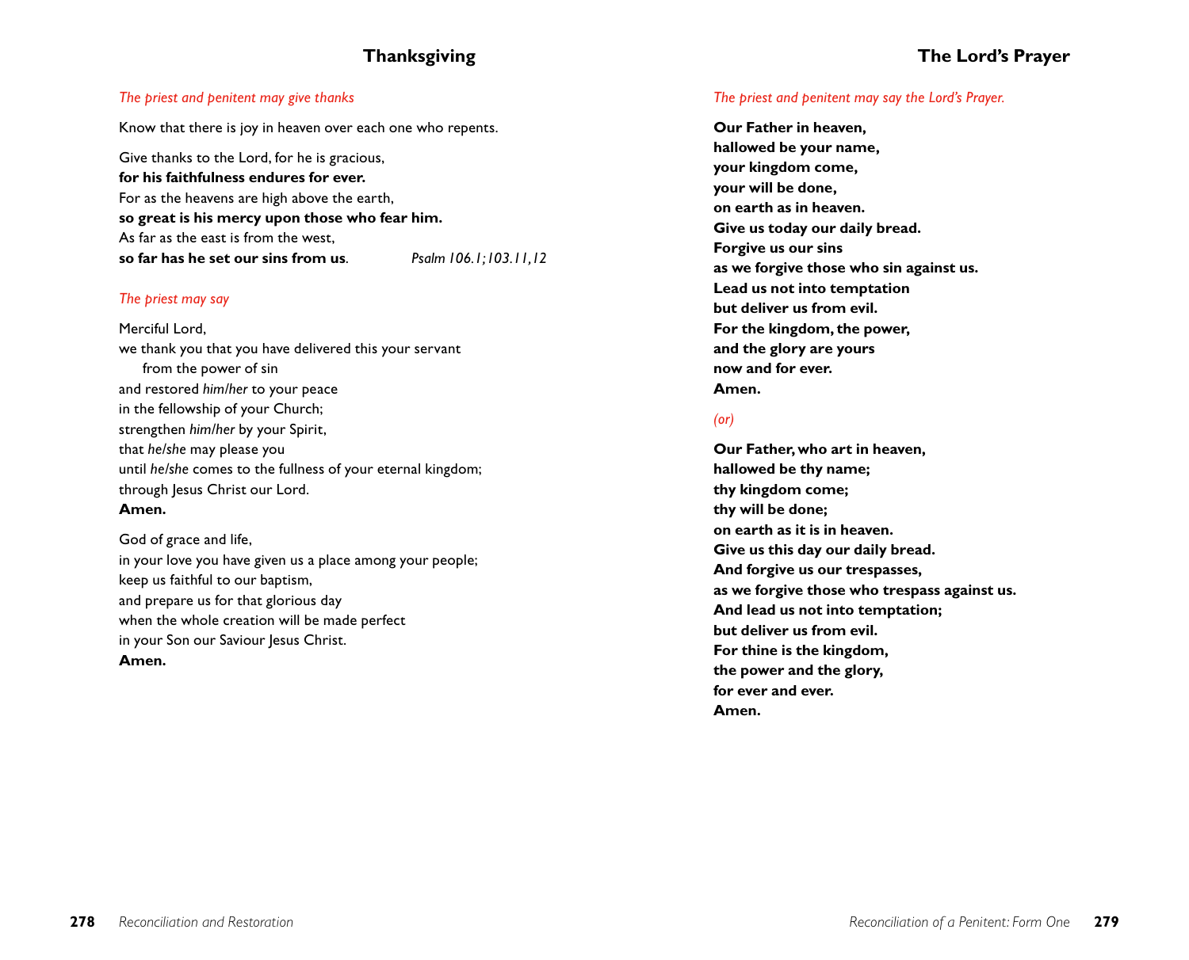## Thanksgiving

*The priest and penitent may give thanks*

Know that there is joy in heaven over each one who repents.

Give thanks to the Lord, for he is gracious,
**for his faithfulness endures for ever.**
For as the heavens are high above the earth,
**so great is his mercy upon those who fear him.**
As far as the east is from the west,
**so far has he set our sins from us**. *Psalm 106.1; 103.11,12*

*The priest may say*

Merciful Lord,
we thank you that you have delivered this your servant
from the power of sin
and restored *him/her* to your peace
in the fellowship of your Church;
strengthen *him/her* by your Spirit,
that *he/she* may please you
until *he/she* comes to the fullness of your eternal kingdom;
through Jesus Christ our Lord.
**Amen.**

God of grace and life,
in your love you have given us a place among your people;
keep us faithful to our baptism,
and prepare us for that glorious day
when the whole creation will be made perfect
in your Son our Saviour Jesus Christ.
**Amen.**

## The Lord's Prayer

*The priest and penitent may say the Lord's Prayer.*

**Our Father in heaven,
hallowed be your name,
your kingdom come,
your will be done,
on earth as in heaven.
Give us today our daily bread.
Forgive us our sins
as we forgive those who sin against us.
Lead us not into temptation
but deliver us from evil.
For the kingdom, the power,
and the glory are yours
now and for ever.
Amen.**

*(or)*

**Our Father, who art in heaven,
hallowed be thy name;
thy kingdom come;
thy will be done;
on earth as it is in heaven.
Give us this day our daily bread.
And forgive us our trespasses,
as we forgive those who trespass against us.
And lead us not into temptation;
but deliver us from evil.
For thine is the kingdom,
the power and the glory,
for ever and ever.
Amen.**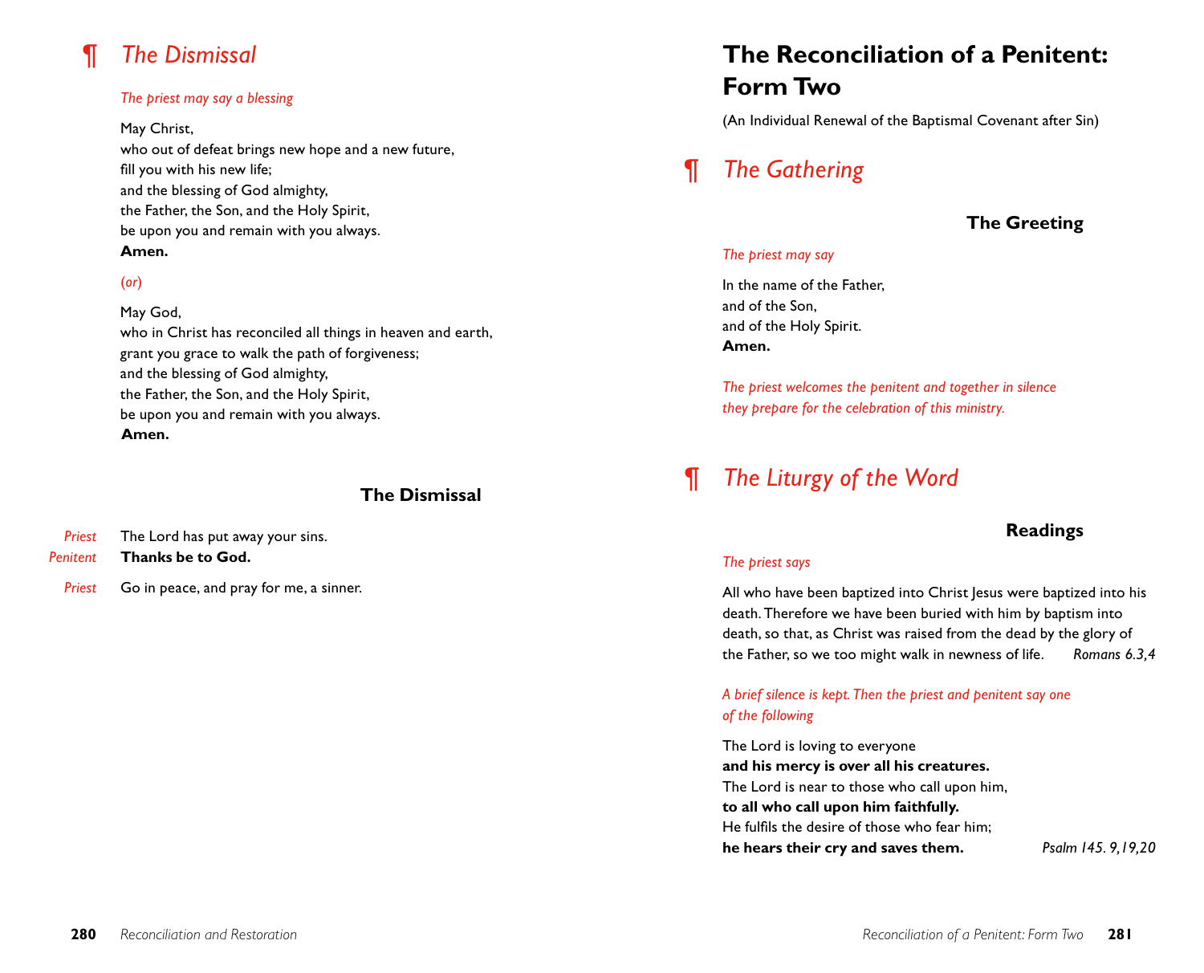## ¶ *The Dismissal*

*The priest may say a blessing*

May Christ,
who out of defeat brings new hope and a new future,
fill you with his new life;
and the blessing of God almighty,
the Father, the Son, and the Holy Spirit,
be upon you and remain with you always.
**Amen.**

*(or)*

May God,
who in Christ has reconciled all things in heaven and earth,
grant you grace to walk the path of forgiveness;
and the blessing of God almighty,
the Father, the Son, and the Holy Spirit,
be upon you and remain with you always.
**Amen.**

### The Dismissal

*Priest* The Lord has put away your sins.
*Penitent* **Thanks be to God.**

*Priest* Go in peace, and pray for me, a sinner.

# The Reconciliation of a Penitent: Form Two

(An Individual Renewal of the Baptismal Covenant after Sin)

## ¶ *The Gathering*

### The Greeting

*The priest may say*

In the name of the Father,
and of the Son,
and of the Holy Spirit.
**Amen.**

*The priest welcomes the penitent and together in silence they prepare for the celebration of this ministry.*

## ¶ *The Liturgy of the Word*

### Readings

*The priest says*

All who have been baptized into Christ Jesus were baptized into his death. Therefore we have been buried with him by baptism into death, so that, as Christ was raised from the dead by the glory of the Father, so we too might walk in newness of life. *Romans 6.3,4*

*A brief silence is kept. Then the priest and penitent say one of the following*

The Lord is loving to everyone
**and his mercy is over all his creatures.**
The Lord is near to those who call upon him,
**to all who call upon him faithfully.**
He fulfils the desire of those who fear him;
**he hears their cry and saves them.** *Psalm 145. 9,19,20*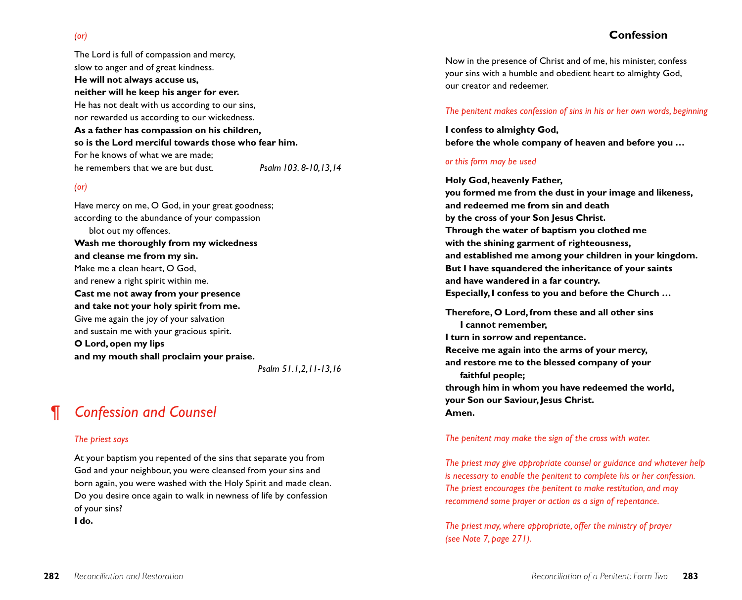*(or)*

The Lord is full of compassion and mercy,
slow to anger and of great kindness.
**He will not always accuse us,**
**neither will he keep his anger for ever.**
He has not dealt with us according to our sins,
nor rewarded us according to our wickedness.
**As a father has compassion on his children,**
**so is the Lord merciful towards those who fear him.**
For he knows of what we are made;
he remembers that we are but dust. *Psalm 103. 8-10,13,14*

*(or)*

Have mercy on me, O God, in your great goodness;
according to the abundance of your compassion
  blot out my offences.
**Wash me thoroughly from my wickedness**
**and cleanse me from my sin.**
Make me a clean heart, O God,
and renew a right spirit within me.
**Cast me not away from your presence**
**and take not your holy spirit from me.**
Give me again the joy of your salvation
and sustain me with your gracious spirit.
**O Lord, open my lips**
**and my mouth shall proclaim your praise.**
*Psalm 51.1,2,11-13,16*

## ¶ *Confession and Counsel*

*The priest says*

At your baptism you repented of the sins that separate you from God and your neighbour, you were cleansed from your sins and born again, you were washed with the Holy Spirit and made clean. Do you desire once again to walk in newness of life by confession of your sins?
**I do.**

### Confession

Now in the presence of Christ and of me, his minister, confess your sins with a humble and obedient heart to almighty God, our creator and redeemer.

*The penitent makes confession of sins in his or her own words, beginning*

**I confess to almighty God,**
**before the whole company of heaven and before you …**

*or this form may be used*

**Holy God, heavenly Father,**
**you formed me from the dust in your image and likeness,**
**and redeemed me from sin and death**
**by the cross of your Son Jesus Christ.**
**Through the water of baptism you clothed me**
**with the shining garment of righteousness,**
**and established me among your children in your kingdom.**
**But I have squandered the inheritance of your saints**
**and have wandered in a far country.**
**Especially, I confess to you and before the Church …**

**Therefore, O Lord, from these and all other sins**
  **I cannot remember,**
**I turn in sorrow and repentance.**
**Receive me again into the arms of your mercy,**
**and restore me to the blessed company of your**
  **faithful people;**
**through him in whom you have redeemed the world,**
**your Son our Saviour, Jesus Christ.**
**Amen.**

*The penitent may make the sign of the cross with water.*

*The priest may give appropriate counsel or guidance and whatever help is necessary to enable the penitent to complete his or her confession. The priest encourages the penitent to make restitution, and may recommend some prayer or action as a sign of repentance.*

*The priest may, where appropriate, offer the ministry of prayer (see Note 7, page 271).*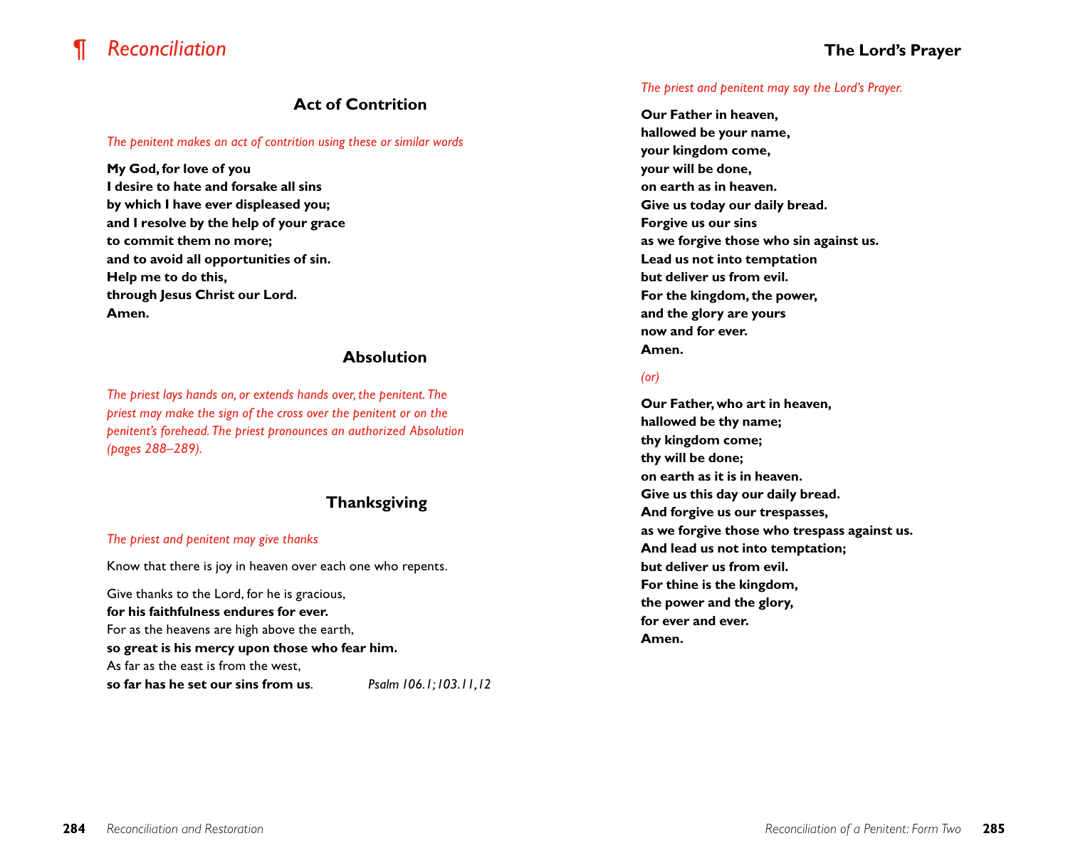# ¶ *Reconciliation*

### Act of Contrition

*The penitent makes an act of contrition using these or similar words*

**My God, for love of you**
**I desire to hate and forsake all sins**
**by which I have ever displeased you;**
**and I resolve by the help of your grace**
**to commit them no more;**
**and to avoid all opportunities of sin.**
**Help me to do this,**
**through Jesus Christ our Lord.**
**Amen.**

### Absolution

*The priest lays hands on, or extends hands over, the penitent. The priest may make the sign of the cross over the penitent or on the penitent's forehead. The priest pronounces an authorized Absolution (pages 288–289).*

### Thanksgiving

*The priest and penitent may give thanks*

Know that there is joy in heaven over each one who repents.

Give thanks to the Lord, for he is gracious,
**for his faithfulness endures for ever.**
For as the heavens are high above the earth,
**so great is his mercy upon those who fear him.**
As far as the east is from the west,
**so far has he set our sins from us**. *Psalm 106.1; 103.11,12*

### The Lord's Prayer

*The priest and penitent may say the Lord's Prayer.*

**Our Father in heaven,**
**hallowed be your name,**
**your kingdom come,**
**your will be done,**
**on earth as in heaven.**
**Give us today our daily bread.**
**Forgive us our sins**
**as we forgive those who sin against us.**
**Lead us not into temptation**
**but deliver us from evil.**
**For the kingdom, the power,**
**and the glory are yours**
**now and for ever.**
**Amen.**

*(or)*

**Our Father, who art in heaven,**
**hallowed be thy name;**
**thy kingdom come;**
**thy will be done;**
**on earth as it is in heaven.**
**Give us this day our daily bread.**
**And forgive us our trespasses,**
**as we forgive those who trespass against us.**
**And lead us not into temptation;**
**but deliver us from evil.**
**For thine is the kingdom,**
**the power and the glory,**
**for ever and ever.**
**Amen.**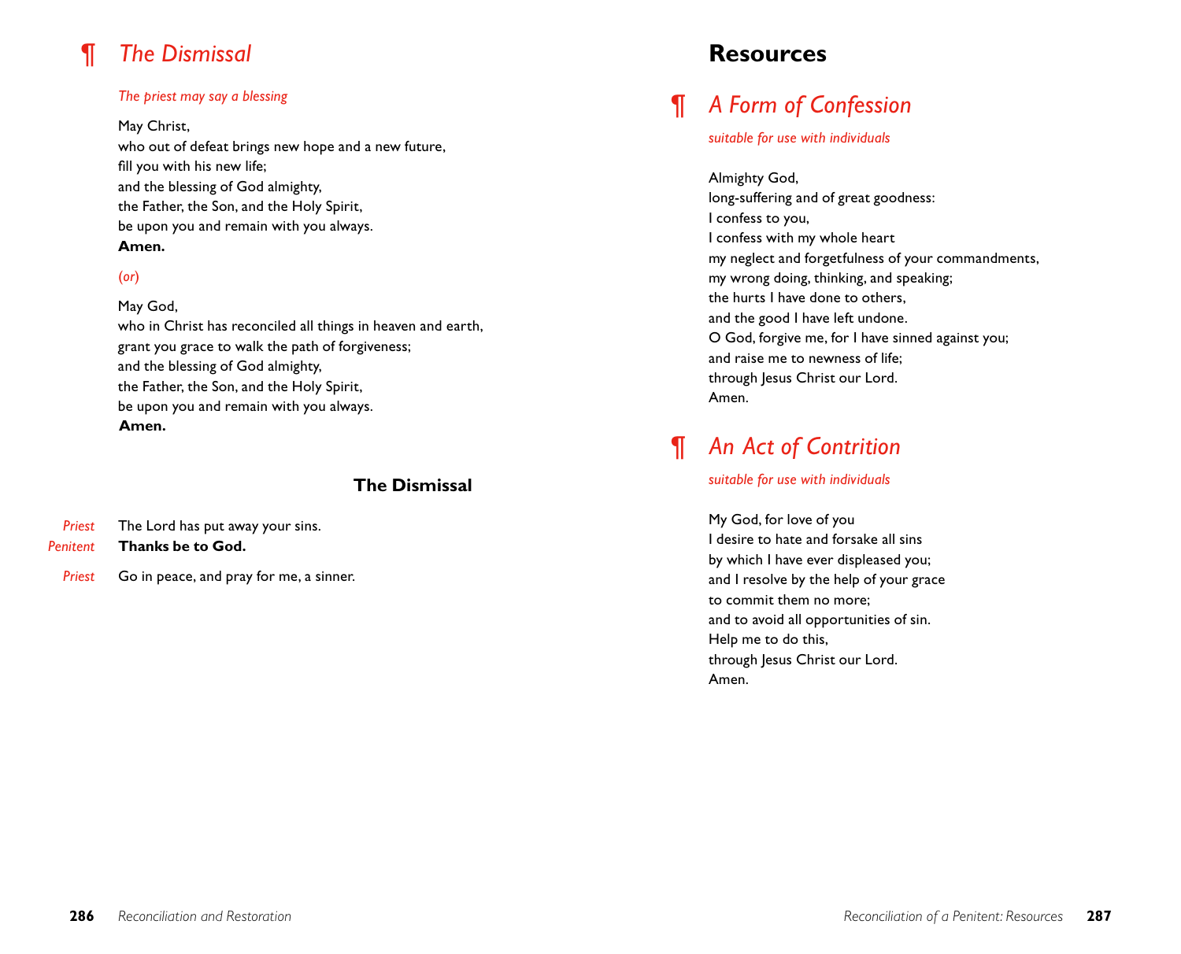## ¶ *The Dismissal*

*The priest may say a blessing*

May Christ,
who out of defeat brings new hope and a new future,
fill you with his new life;
and the blessing of God almighty,
the Father, the Son, and the Holy Spirit,
be upon you and remain with you always.
**Amen.**

*(or)*

May God,
who in Christ has reconciled all things in heaven and earth,
grant you grace to walk the path of forgiveness;
and the blessing of God almighty,
the Father, the Son, and the Holy Spirit,
be upon you and remain with you always.
**Amen.**

### The Dismissal

*Priest* The Lord has put away your sins.
*Penitent* **Thanks be to God.**

*Priest* Go in peace, and pray for me, a sinner.

# Resources

## ¶ *A Form of Confession*

*suitable for use with individuals*

Almighty God,
long-suffering and of great goodness:
I confess to you,
I confess with my whole heart
my neglect and forgetfulness of your commandments,
my wrong doing, thinking, and speaking;
the hurts I have done to others,
and the good I have left undone.
O God, forgive me, for I have sinned against you;
and raise me to newness of life;
through Jesus Christ our Lord.
Amen.

## ¶ *An Act of Contrition*

*suitable for use with individuals*

My God, for love of you
I desire to hate and forsake all sins
by which I have ever displeased you;
and I resolve by the help of your grace
to commit them no more;
and to avoid all opportunities of sin.
Help me to do this,
through Jesus Christ our Lord.
Amen.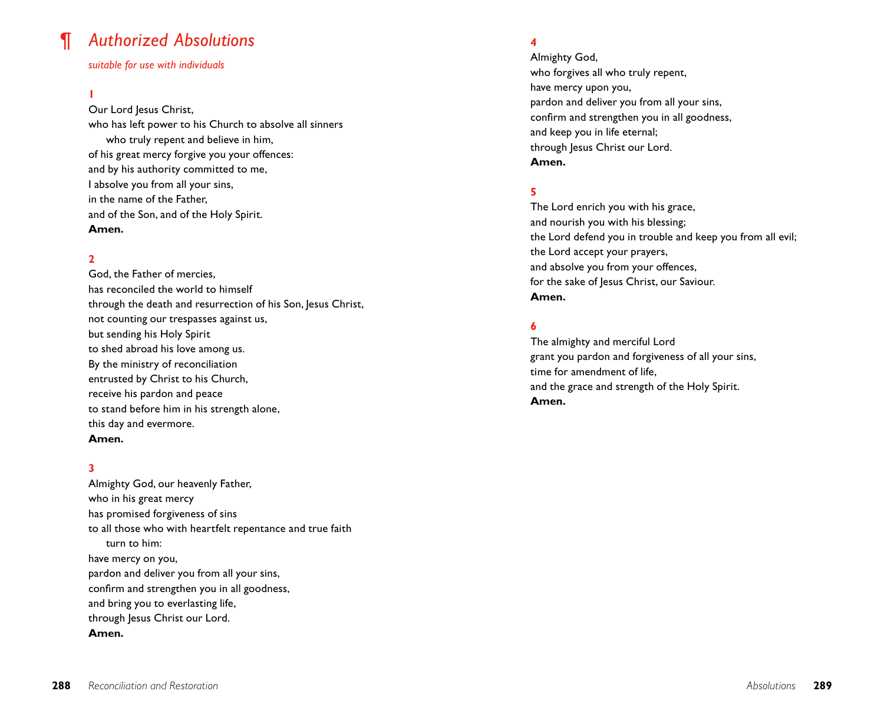## ¶ *Authorized Absolutions*

*suitable for use with individuals*

**1**

Our Lord Jesus Christ,
who has left power to his Church to absolve all sinners
who truly repent and believe in him,
of his great mercy forgive you your offences:
and by his authority committed to me,
I absolve you from all your sins,
in the name of the Father,
and of the Son, and of the Holy Spirit.
**Amen.**

**2**

God, the Father of mercies,
has reconciled the world to himself
through the death and resurrection of his Son, Jesus Christ,
not counting our trespasses against us,
but sending his Holy Spirit
to shed abroad his love among us.
By the ministry of reconciliation
entrusted by Christ to his Church,
receive his pardon and peace
to stand before him in his strength alone,
this day and evermore.
**Amen.**

**3**

Almighty God, our heavenly Father,
who in his great mercy
has promised forgiveness of sins
to all those who with heartfelt repentance and true faith
turn to him:
have mercy on you,
pardon and deliver you from all your sins,
confirm and strengthen you in all goodness,
and bring you to everlasting life,
through Jesus Christ our Lord.
**Amen.**

**4**

Almighty God,
who forgives all who truly repent,
have mercy upon you,
pardon and deliver you from all your sins,
confirm and strengthen you in all goodness,
and keep you in life eternal;
through Jesus Christ our Lord.
**Amen.**

**5**

The Lord enrich you with his grace,
and nourish you with his blessing;
the Lord defend you in trouble and keep you from all evil;
the Lord accept your prayers,
and absolve you from your offences,
for the sake of Jesus Christ, our Saviour.
**Amen.**

**6**

The almighty and merciful Lord
grant you pardon and forgiveness of all your sins,
time for amendment of life,
and the grace and strength of the Holy Spirit.
**Amen.**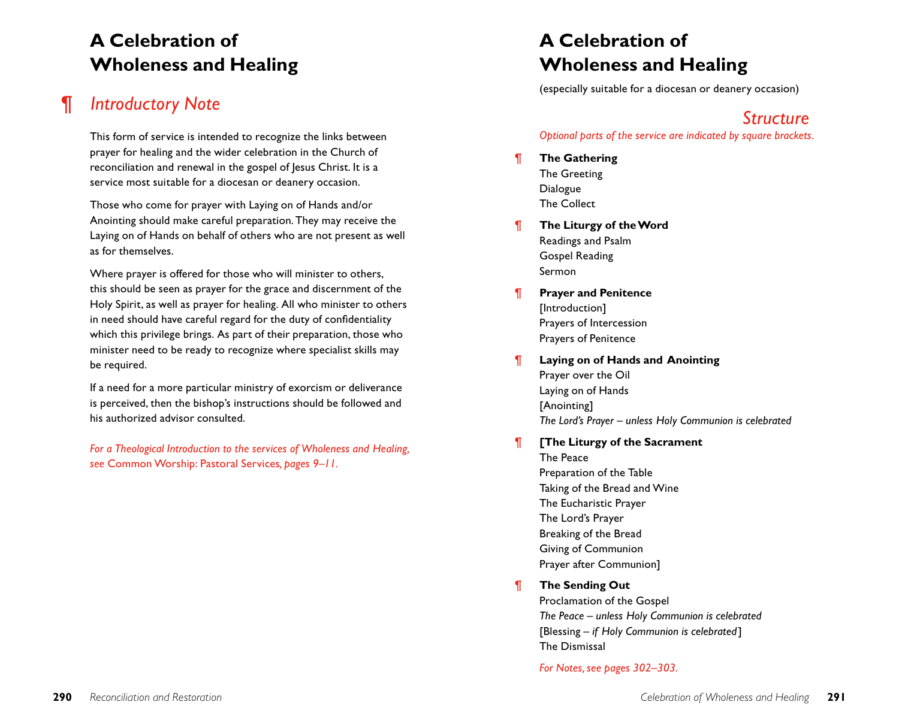# A Celebration of Wholeness and Healing

## ¶ *Introductory Note*

This form of service is intended to recognize the links between prayer for healing and the wider celebration in the Church of reconciliation and renewal in the gospel of Jesus Christ. It is a service most suitable for a diocesan or deanery occasion.

Those who come for prayer with Laying on of Hands and/or Anointing should make careful preparation. They may receive the Laying on of Hands on behalf of others who are not present as well as for themselves.

Where prayer is offered for those who will minister to others, this should be seen as prayer for the grace and discernment of the Holy Spirit, as well as prayer for healing. All who minister to others in need should have careful regard for the duty of confidentiality which this privilege brings. As part of their preparation, those who minister need to be ready to recognize where specialist skills may be required.

If a need for a more particular ministry of exorcism or deliverance is perceived, then the bishop's instructions should be followed and his authorized advisor consulted.

*For a Theological Introduction to the services of Wholeness and Healing, see* Common Worship: Pastoral Services, *pages 9–11.*

# A Celebration of Wholeness and Healing

(especially suitable for a diocesan or deanery occasion)

## *Structure*

*Optional parts of the service are indicated by square brackets.*

¶ **The Gathering**
The Greeting
Dialogue
The Collect

¶ **The Liturgy of the Word**
Readings and Psalm
Gospel Reading
Sermon

¶ **Prayer and Penitence**
[Introduction]
Prayers of Intercession
Prayers of Penitence

¶ **Laying on of Hands and Anointing**
Prayer over the Oil
Laying on of Hands
[Anointing]
*The Lord's Prayer – unless Holy Communion is celebrated*

¶ **[The Liturgy of the Sacrament**
The Peace
Preparation of the Table
Taking of the Bread and Wine
The Eucharistic Prayer
The Lord's Prayer
Breaking of the Bread
Giving of Communion
Prayer after Communion]

¶ **The Sending Out**
Proclamation of the Gospel
*The Peace – unless Holy Communion is celebrated*
[Blessing – *if Holy Communion is celebrated*]
The Dismissal

*For Notes, see pages 302–303.*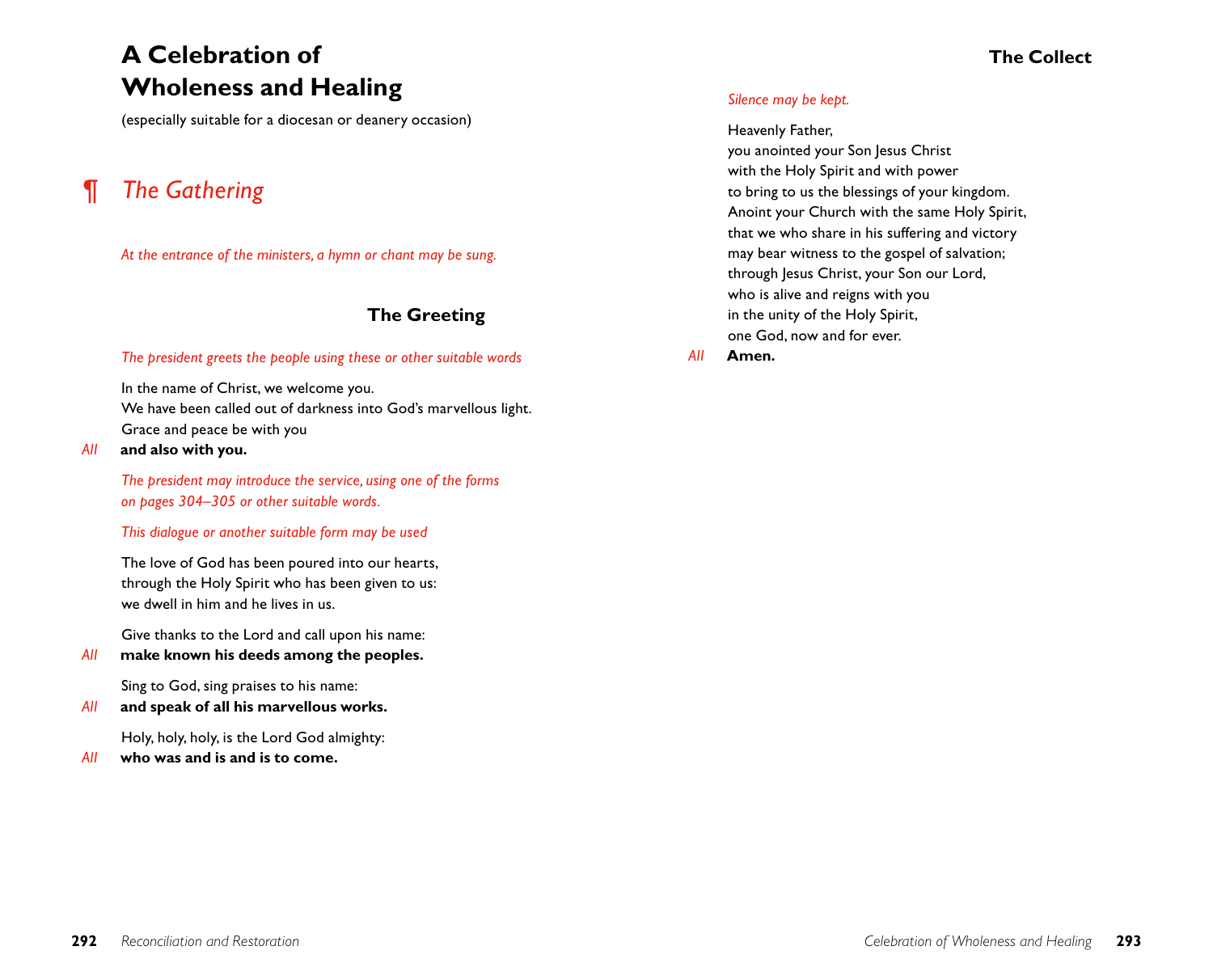# A Celebration of Wholeness and Healing

(especially suitable for a diocesan or deanery occasion)

## ¶ *The Gathering*

*At the entrance of the ministers, a hymn or chant may be sung.*

### The Greeting

*The president greets the people using these or other suitable words*

In the name of Christ, we welcome you.
We have been called out of darkness into God's marvellous light.
Grace and peace be with you

*All* **and also with you.**

*The president may introduce the service, using one of the forms on pages 304–305 or other suitable words.*

*This dialogue or another suitable form may be used*

The love of God has been poured into our hearts,
through the Holy Spirit who has been given to us:
we dwell in him and he lives in us.

Give thanks to the Lord and call upon his name:

*All* **make known his deeds among the peoples.**

Sing to God, sing praises to his name:

*All* **and speak of all his marvellous works.**

Holy, holy, holy, is the Lord God almighty:

*All* **who was and is and is to come.**

### The Collect

*Silence may be kept.*

Heavenly Father,
you anointed your Son Jesus Christ
with the Holy Spirit and with power
to bring to us the blessings of your kingdom.
Anoint your Church with the same Holy Spirit,
that we who share in his suffering and victory
may bear witness to the gospel of salvation;
through Jesus Christ, your Son our Lord,
who is alive and reigns with you
in the unity of the Holy Spirit,
one God, now and for ever.

*All* **Amen.**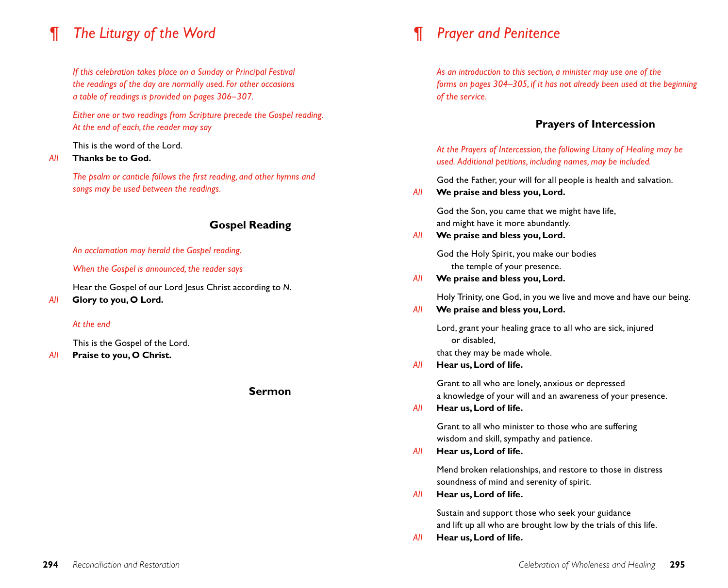## ¶ *The Liturgy of the Word*

*If this celebration takes place on a Sunday or Principal Festival the readings of the day are normally used. For other occasions a table of readings is provided on pages 306–307.*

*Either one or two readings from Scripture precede the Gospel reading. At the end of each, the reader may say*

This is the word of the Lord.

*All* **Thanks be to God.**

*The psalm or canticle follows the first reading, and other hymns and songs may be used between the readings.*

### Gospel Reading

*An acclamation may herald the Gospel reading.*

*When the Gospel is announced, the reader says*

Hear the Gospel of our Lord Jesus Christ according to *N*.

*All* **Glory to you, O Lord.**

*At the end*

This is the Gospel of the Lord.

*All* **Praise to you, O Christ.**

### Sermon

## ¶ *Prayer and Penitence*

*As an introduction to this section, a minister may use one of the forms on pages 304–305, if it has not already been used at the beginning of the service.*

### Prayers of Intercession

*At the Prayers of Intercession, the following Litany of Healing may be used. Additional petitions, including names, may be included.*

God the Father, your will for all people is health and salvation.

*All* **We praise and bless you, Lord.**

God the Son, you came that we might have life,
and might have it more abundantly.

*All* **We praise and bless you, Lord.**

God the Holy Spirit, you make our bodies
the temple of your presence.

*All* **We praise and bless you, Lord.**

Holy Trinity, one God, in you we live and move and have our being.

*All* **We praise and bless you, Lord.**

Lord, grant your healing grace to all who are sick, injured
or disabled,
that they may be made whole.

*All* **Hear us, Lord of life.**

Grant to all who are lonely, anxious or depressed
a knowledge of your will and an awareness of your presence.

*All* **Hear us, Lord of life.**

Grant to all who minister to those who are suffering
wisdom and skill, sympathy and patience.

*All* **Hear us, Lord of life.**

Mend broken relationships, and restore to those in distress
soundness of mind and serenity of spirit.

*All* **Hear us, Lord of life.**

Sustain and support those who seek your guidance
and lift up all who are brought low by the trials of this life.

*All* **Hear us, Lord of life.**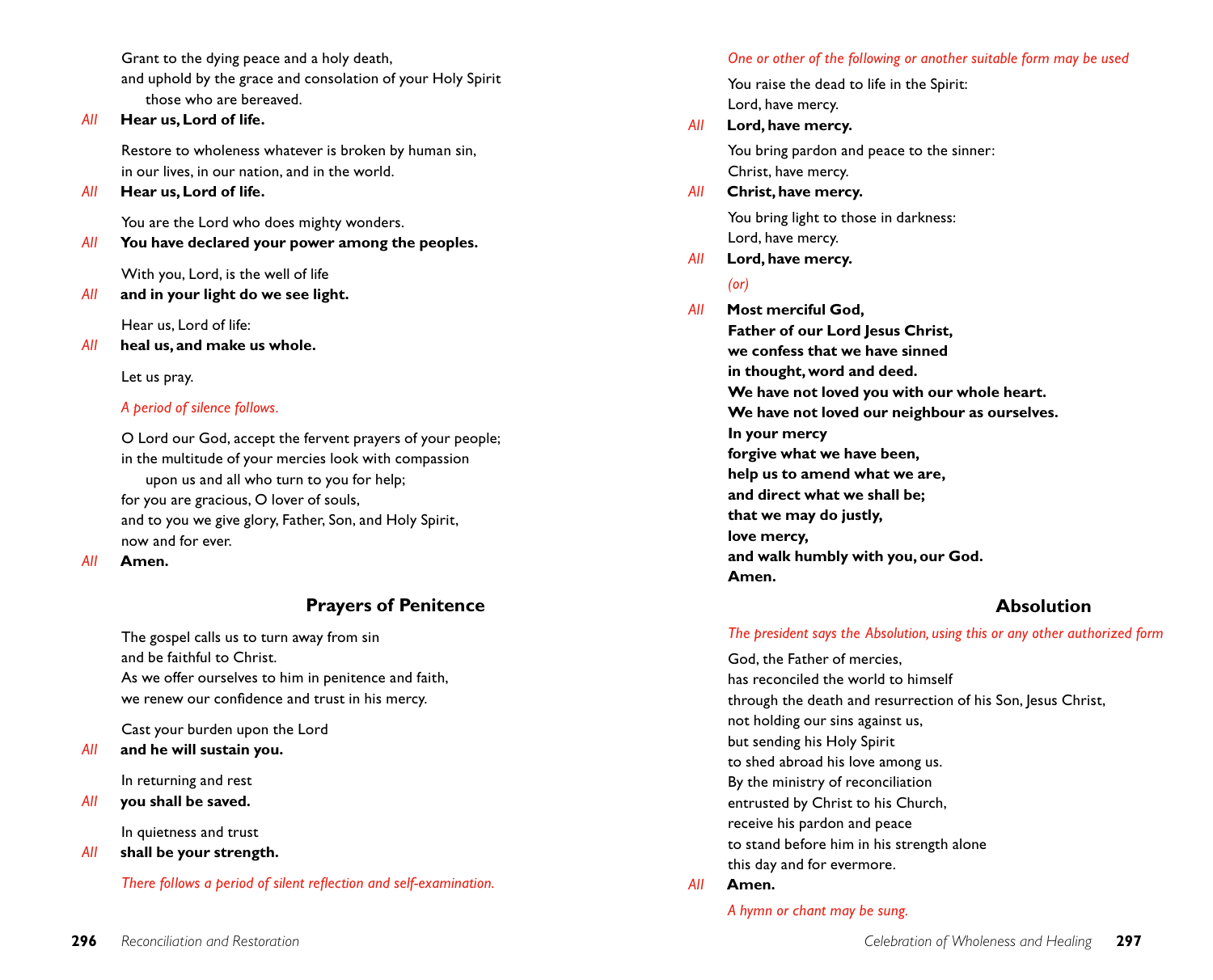Grant to the dying peace and a holy death,
and uphold by the grace and consolation of your Holy Spirit
those who are bereaved.

*All* **Hear us, Lord of life.**

Restore to wholeness whatever is broken by human sin,
in our lives, in our nation, and in the world.

*All* **Hear us, Lord of life.**

You are the Lord who does mighty wonders.

*All* **You have declared your power among the peoples.**

With you, Lord, is the well of life

*All* **and in your light do we see light.**

Hear us, Lord of life:

*All* **heal us, and make us whole.**

Let us pray.

*A period of silence follows.*

O Lord our God, accept the fervent prayers of your people;
in the multitude of your mercies look with compassion
upon us and all who turn to you for help;
for you are gracious, O lover of souls,
and to you we give glory, Father, Son, and Holy Spirit,
now and for ever.

*All* **Amen.**

## Prayers of Penitence

The gospel calls us to turn away from sin
and be faithful to Christ.
As we offer ourselves to him in penitence and faith,
we renew our confidence and trust in his mercy.

Cast your burden upon the Lord

*All* **and he will sustain you.**

In returning and rest

*All* **you shall be saved.**

In quietness and trust

*All* **shall be your strength.**

*There follows a period of silent reflection and self-examination.*

*One or other of the following or another suitable form may be used*

You raise the dead to life in the Spirit:
Lord, have mercy.

*All* **Lord, have mercy.**

You bring pardon and peace to the sinner:
Christ, have mercy.

*All* **Christ, have mercy.**

You bring light to those in darkness:
Lord, have mercy.

*All* **Lord, have mercy.**

*(or)*

*All* **Most merciful God,
Father of our Lord Jesus Christ,
we confess that we have sinned
in thought, word and deed.
We have not loved you with our whole heart.
We have not loved our neighbour as ourselves.
In your mercy
forgive what we have been,
help us to amend what we are,
and direct what we shall be;
that we may do justly,
love mercy,
and walk humbly with you, our God.
Amen.**

## Absolution

*The president says the Absolution, using this or any other authorized form*

God, the Father of mercies,
has reconciled the world to himself
through the death and resurrection of his Son, Jesus Christ,
not holding our sins against us,
but sending his Holy Spirit
to shed abroad his love among us.
By the ministry of reconciliation
entrusted by Christ to his Church,
receive his pardon and peace
to stand before him in his strength alone
this day and for evermore.

*All* **Amen.**

*A hymn or chant may be sung.*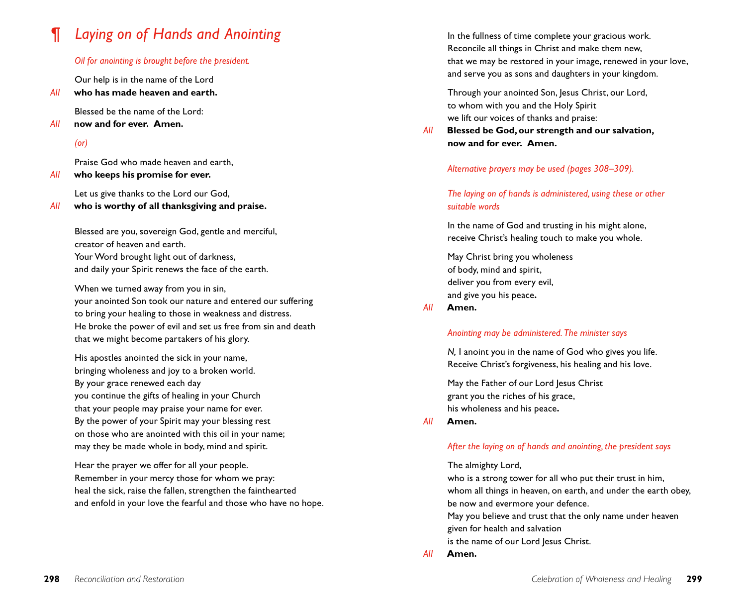## ¶ *Laying on of Hands and Anointing*

*Oil for anointing is brought before the president.*

Our help is in the name of the Lord
*All* **who has made heaven and earth.**

Blessed be the name of the Lord:
*All* **now and for ever. Amen.**

*(or)*

Praise God who made heaven and earth,
*All* **who keeps his promise for ever.**

Let us give thanks to the Lord our God,
*All* **who is worthy of all thanksgiving and praise.**

Blessed are you, sovereign God, gentle and merciful,
creator of heaven and earth.
Your Word brought light out of darkness,
and daily your Spirit renews the face of the earth.

When we turned away from you in sin,
your anointed Son took our nature and entered our suffering
to bring your healing to those in weakness and distress.
He broke the power of evil and set us free from sin and death
that we might become partakers of his glory.

His apostles anointed the sick in your name,
bringing wholeness and joy to a broken world.
By your grace renewed each day
you continue the gifts of healing in your Church
that your people may praise your name for ever.
By the power of your Spirit may your blessing rest
on those who are anointed with this oil in your name;
may they be made whole in body, mind and spirit.

Hear the prayer we offer for all your people.
Remember in your mercy those for whom we pray:
heal the sick, raise the fallen, strengthen the fainthearted
and enfold in your love the fearful and those who have no hope.

In the fullness of time complete your gracious work.
Reconcile all things in Christ and make them new,
that we may be restored in your image, renewed in your love,
and serve you as sons and daughters in your kingdom.

Through your anointed Son, Jesus Christ, our Lord,
to whom with you and the Holy Spirit
we lift our voices of thanks and praise:
*All* **Blessed be God, our strength and our salvation,
now and for ever. Amen.**

*Alternative prayers may be used (pages 308–309).*

*The laying on of hands is administered, using these or other suitable words*

In the name of God and trusting in his might alone,
receive Christ's healing touch to make you whole.

May Christ bring you wholeness
of body, mind and spirit,
deliver you from every evil,
and give you his peace.
*All* **Amen.**

*Anointing may be administered. The minister says*

*N,* I anoint you in the name of God who gives you life.
Receive Christ's forgiveness, his healing and his love.

May the Father of our Lord Jesus Christ
grant you the riches of his grace,
his wholeness and his peace.
*All* **Amen.**

*After the laying on of hands and anointing, the president says*

The almighty Lord,
who is a strong tower for all who put their trust in him,
whom all things in heaven, on earth, and under the earth obey,
be now and evermore your defence.
May you believe and trust that the only name under heaven
given for health and salvation
is the name of our Lord Jesus Christ.
*All* **Amen.**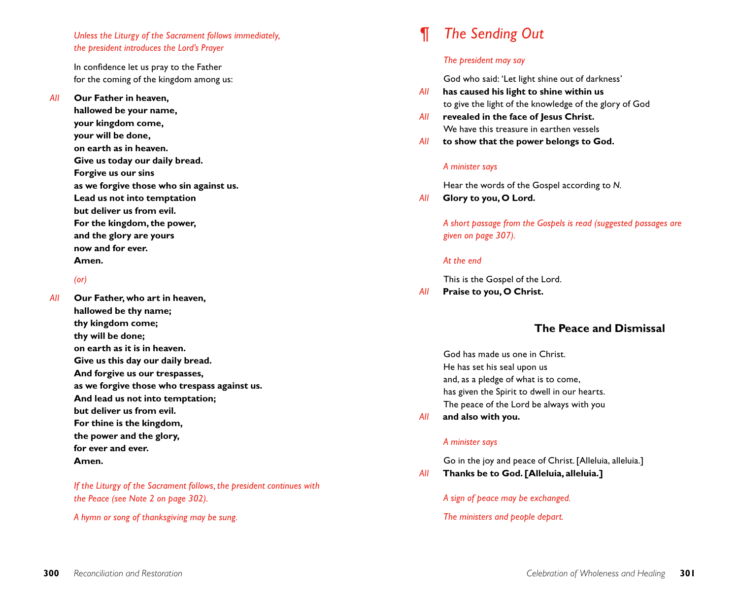*Unless the Liturgy of the Sacrament follows immediately, the president introduces the Lord's Prayer*

In confidence let us pray to the Father
for the coming of the kingdom among us:

*All* **Our Father in heaven,**
**hallowed be your name,**
**your kingdom come,**
**your will be done,**
**on earth as in heaven.**
**Give us today our daily bread.**
**Forgive us our sins**
**as we forgive those who sin against us.**
**Lead us not into temptation**
**but deliver us from evil.**
**For the kingdom, the power,**
**and the glory are yours**
**now and for ever.**
**Amen.**

*(or)*

*All* **Our Father, who art in heaven,**
**hallowed be thy name;**
**thy kingdom come;**
**thy will be done;**
**on earth as it is in heaven.**
**Give us this day our daily bread.**
**And forgive us our trespasses,**
**as we forgive those who trespass against us.**
**And lead us not into temptation;**
**but deliver us from evil.**
**For thine is the kingdom,**
**the power and the glory,**
**for ever and ever.**
**Amen.**

*If the Liturgy of the Sacrament follows, the president continues with the Peace (see Note 2 on page 302).*

*A hymn or song of thanksgiving may be sung.*

# ¶ *The Sending Out*

*The president may say*

God who said: 'Let light shine out of darkness'
*All* **has caused his light to shine within us**
to give the light of the knowledge of the glory of God
*All* **revealed in the face of Jesus Christ.**
We have this treasure in earthen vessels
*All* **to show that the power belongs to God.**

*A minister says*

Hear the words of the Gospel according to *N.*
*All* **Glory to you, O Lord.**

*A short passage from the Gospels is read (suggested passages are given on page 307).*

*At the end*

This is the Gospel of the Lord.
*All* **Praise to you, O Christ.**

## The Peace and Dismissal

God has made us one in Christ.
He has set his seal upon us
and, as a pledge of what is to come,
has given the Spirit to dwell in our hearts.
The peace of the Lord be always with you
*All* **and also with you.**

*A minister says*

Go in the joy and peace of Christ. [Alleluia, alleluia.]
*All* **Thanks be to God. [Alleluia, alleluia.]**

*A sign of peace may be exchanged.*

*The ministers and people depart.*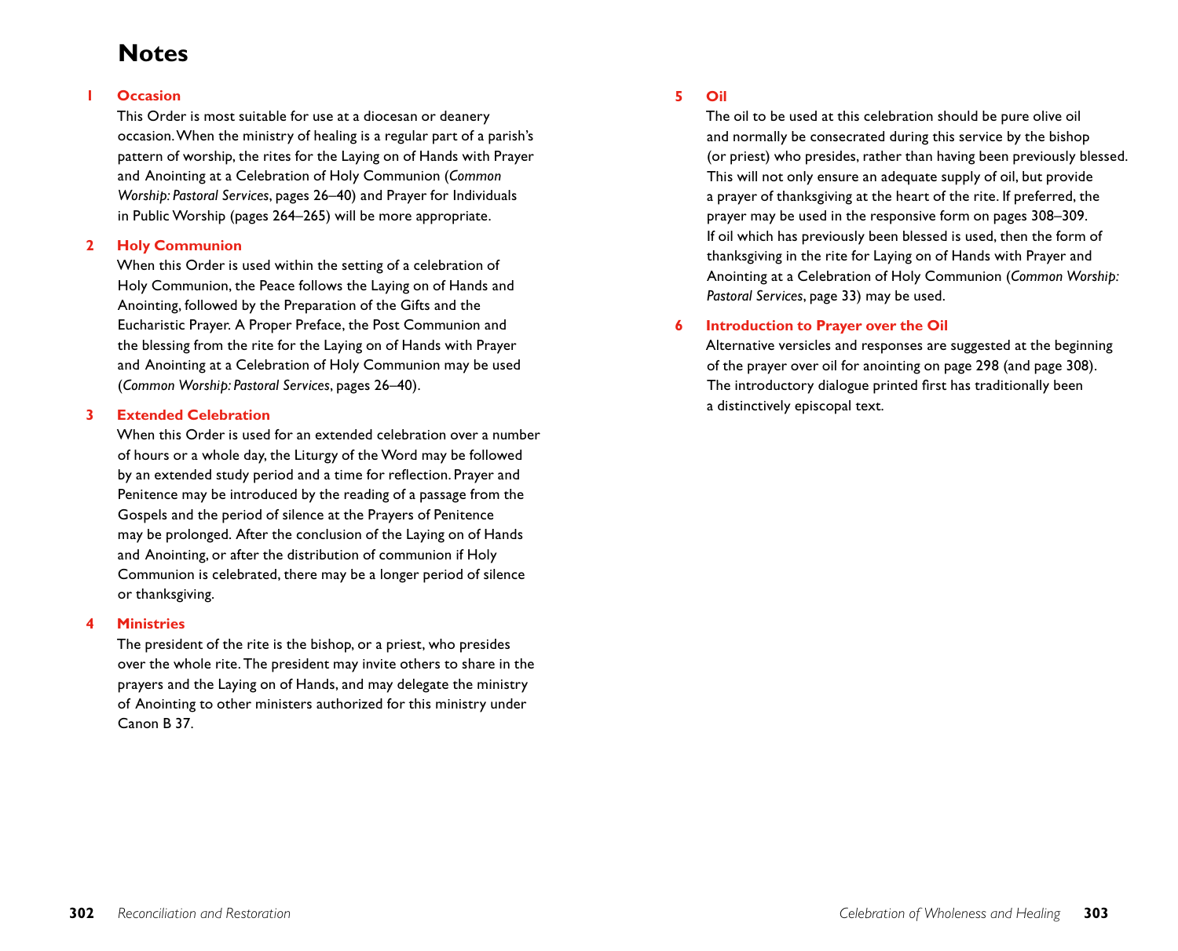# Notes

**1 Occasion**

This Order is most suitable for use at a diocesan or deanery occasion. When the ministry of healing is a regular part of a parish's pattern of worship, the rites for the Laying on of Hands with Prayer and Anointing at a Celebration of Holy Communion (*Common Worship: Pastoral Services*, pages 26–40) and Prayer for Individuals in Public Worship (pages 264–265) will be more appropriate.

**2 Holy Communion**

When this Order is used within the setting of a celebration of Holy Communion, the Peace follows the Laying on of Hands and Anointing, followed by the Preparation of the Gifts and the Eucharistic Prayer. A Proper Preface, the Post Communion and the blessing from the rite for the Laying on of Hands with Prayer and Anointing at a Celebration of Holy Communion may be used (*Common Worship: Pastoral Services*, pages 26–40).

**3 Extended Celebration**

When this Order is used for an extended celebration over a number of hours or a whole day, the Liturgy of the Word may be followed by an extended study period and a time for reflection. Prayer and Penitence may be introduced by the reading of a passage from the Gospels and the period of silence at the Prayers of Penitence may be prolonged. After the conclusion of the Laying on of Hands and Anointing, or after the distribution of communion if Holy Communion is celebrated, there may be a longer period of silence or thanksgiving.

**4 Ministries**

The president of the rite is the bishop, or a priest, who presides over the whole rite. The president may invite others to share in the prayers and the Laying on of Hands, and may delegate the ministry of Anointing to other ministers authorized for this ministry under Canon B 37.

**5 Oil**

The oil to be used at this celebration should be pure olive oil and normally be consecrated during this service by the bishop (or priest) who presides, rather than having been previously blessed. This will not only ensure an adequate supply of oil, but provide a prayer of thanksgiving at the heart of the rite. If preferred, the prayer may be used in the responsive form on pages 308–309. If oil which has previously been blessed is used, then the form of thanksgiving in the rite for Laying on of Hands with Prayer and Anointing at a Celebration of Holy Communion (*Common Worship: Pastoral Services*, page 33) may be used.

**6 Introduction to Prayer over the Oil**

Alternative versicles and responses are suggested at the beginning of the prayer over oil for anointing on page 298 (and page 308). The introductory dialogue printed first has traditionally been a distinctively episcopal text.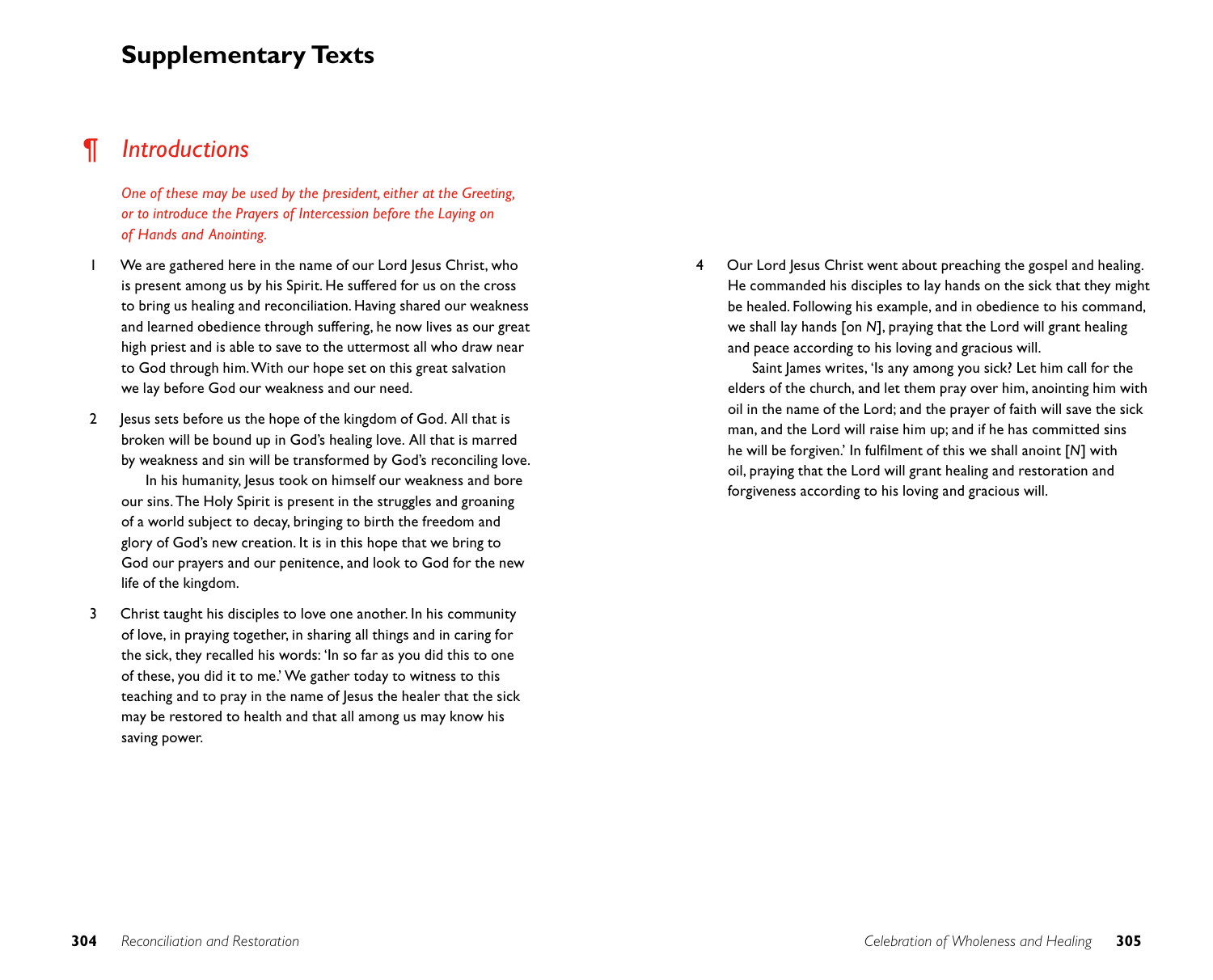# Supplementary Texts

## ¶ *Introductions*

*One of these may be used by the president, either at the Greeting, or to introduce the Prayers of Intercession before the Laying on of Hands and Anointing.*

1 We are gathered here in the name of our Lord Jesus Christ, who is present among us by his Spirit. He suffered for us on the cross to bring us healing and reconciliation. Having shared our weakness and learned obedience through suffering, he now lives as our great high priest and is able to save to the uttermost all who draw near to God through him. With our hope set on this great salvation we lay before God our weakness and our need.

2 Jesus sets before us the hope of the kingdom of God. All that is broken will be bound up in God's healing love. All that is marred by weakness and sin will be transformed by God's reconciling love.

In his humanity, Jesus took on himself our weakness and bore our sins. The Holy Spirit is present in the struggles and groaning of a world subject to decay, bringing to birth the freedom and glory of God's new creation. It is in this hope that we bring to God our prayers and our penitence, and look to God for the new life of the kingdom.

3 Christ taught his disciples to love one another. In his community of love, in praying together, in sharing all things and in caring for the sick, they recalled his words: 'In so far as you did this to one of these, you did it to me.' We gather today to witness to this teaching and to pray in the name of Jesus the healer that the sick may be restored to health and that all among us may know his saving power.

4 Our Lord Jesus Christ went about preaching the gospel and healing. He commanded his disciples to lay hands on the sick that they might be healed. Following his example, and in obedience to his command, we shall lay hands [on *N*], praying that the Lord will grant healing and peace according to his loving and gracious will.

Saint James writes, 'Is any among you sick? Let him call for the elders of the church, and let them pray over him, anointing him with oil in the name of the Lord; and the prayer of faith will save the sick man, and the Lord will raise him up; and if he has committed sins he will be forgiven.' In fulfilment of this we shall anoint [*N*] with oil, praying that the Lord will grant healing and restoration and forgiveness according to his loving and gracious will.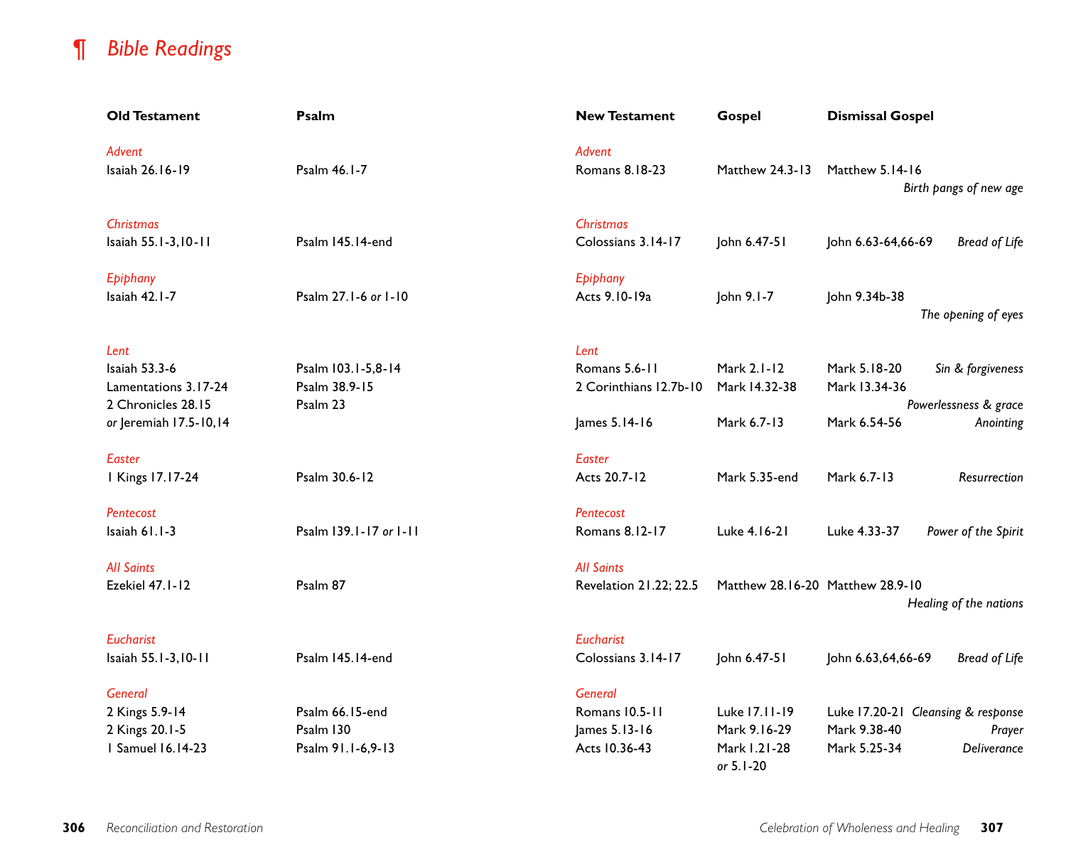# ¶ *Bible Readings*

| Old Testament | Psalm | New Testament | Gospel | Dismissal Gospel | |
|---|---|---|---|---|---|
| *Advent* | | *Advent* | | | |
| Isaiah 26.16-19 | Psalm 46.1-7 | Romans 8.18-23 | Matthew 24.3-13 | Matthew 5.14-16 | *Birth pangs of new age* |
| *Christmas* | | *Christmas* | | | |
| Isaiah 55.1-3,10-11 | Psalm 145.14-end | Colossians 3.14-17 | John 6.47-51 | John 6.63-64,66-69 | *Bread of Life* |
| *Epiphany* | | *Epiphany* | | | |
| Isaiah 42.1-7 | Psalm 27.1-6 *or* 1-10 | Acts 9.10-19a | John 9.1-7 | John 9.34b-38 | *The opening of eyes* |
| *Lent* | | *Lent* | | | |
| Isaiah 53.3-6 | Psalm 103.1-5,8-14 | Romans 5.6-11 | Mark 2.1-12 | Mark 5.18-20 | *Sin & forgiveness* |
| Lamentations 3.17-24 | Psalm 38.9-15 | 2 Corinthians 12.7b-10 | Mark 14.32-38 | Mark 13.34-36 | *Powerlessness & grace* |
| 2 Chronicles 28.15 | Psalm 23 | | | | |
| *or* Jeremiah 17.5-10,14 | | James 5.14-16 | Mark 6.7-13 | Mark 6.54-56 | *Anointing* |
| *Easter* | | *Easter* | | | |
| 1 Kings 17.17-24 | Psalm 30.6-12 | Acts 20.7-12 | Mark 5.35-end | Mark 6.7-13 | *Resurrection* |
| *Pentecost* | | *Pentecost* | | | |
| Isaiah 61.1-3 | Psalm 139.1-17 *or* 1-11 | Romans 8.12-17 | Luke 4.16-21 | Luke 4.33-37 | *Power of the Spirit* |
| *All Saints* | | *All Saints* | | | |
| Ezekiel 47.1-12 | Psalm 87 | Revelation 21.22; 22.5 | Matthew 28.16-20 | Matthew 28.9-10 | *Healing of the nations* |
| *Eucharist* | | *Eucharist* | | | |
| Isaiah 55.1-3,10-11 | Psalm 145.14-end | Colossians 3.14-17 | John 6.47-51 | John 6.63,64,66-69 | *Bread of Life* |
| *General* | | *General* | | | |
| 2 Kings 5.9-14 | Psalm 66.15-end | Romans 10.5-11 | Luke 17.11-19 | Luke 17.20-21 | *Cleansing & response* |
| 2 Kings 20.1-5 | Psalm 130 | James 5.13-16 | Mark 9.16-29 | Mark 9.38-40 | *Prayer* |
| 1 Samuel 16.14-23 | Psalm 91.1-6,9-13 | Acts 10.36-43 | Mark 1.21-28 *or* 5.1-20 | Mark 5.25-34 | *Deliverance* |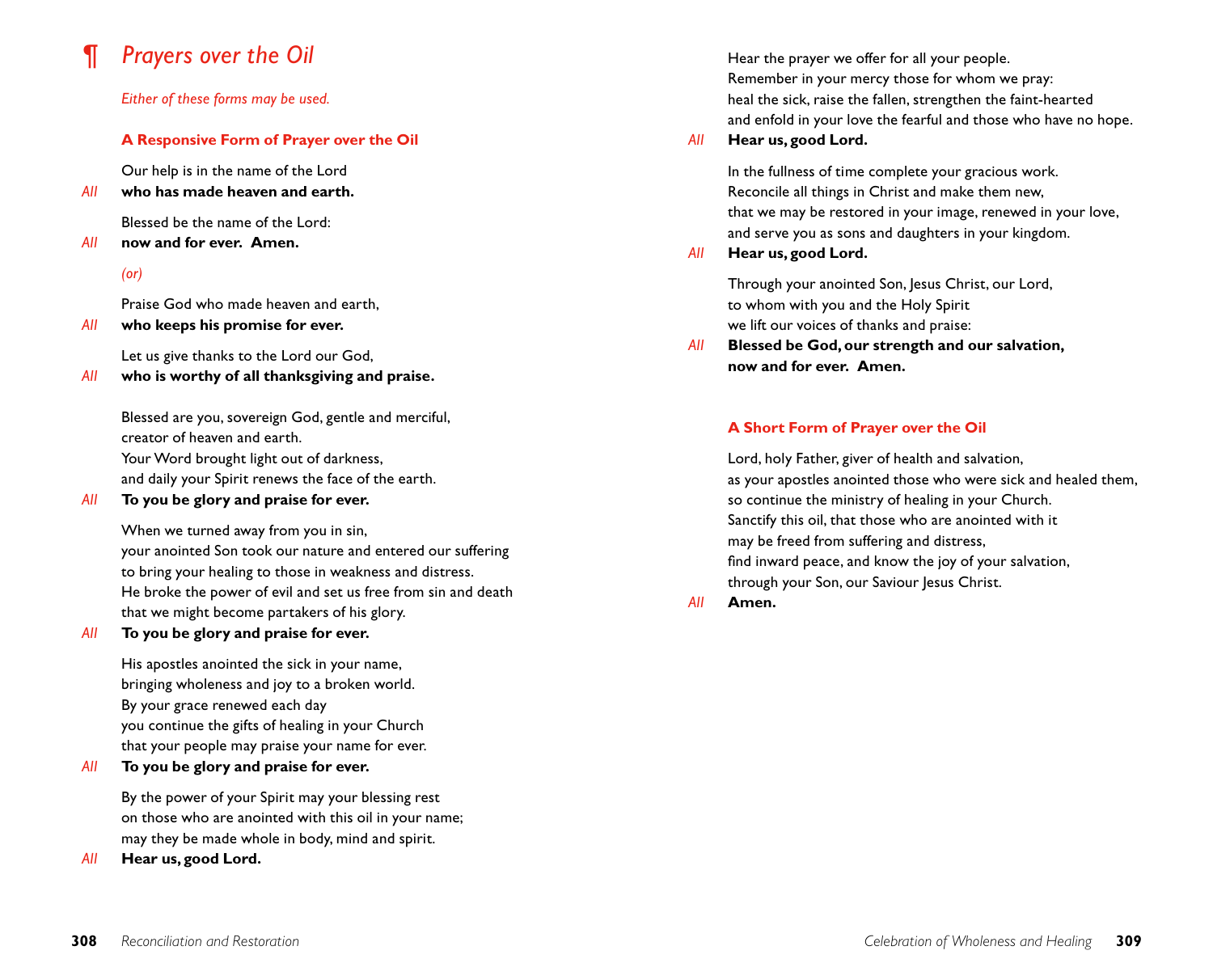# ¶ *Prayers over the Oil*

*Either of these forms may be used.*

## A Responsive Form of Prayer over the Oil

Our help is in the name of the Lord
*All* **who has made heaven and earth.**

Blessed be the name of the Lord:
*All* **now and for ever. Amen.**

*(or)*

Praise God who made heaven and earth,
*All* **who keeps his promise for ever.**

Let us give thanks to the Lord our God,
*All* **who is worthy of all thanksgiving and praise.**

Blessed are you, sovereign God, gentle and merciful,
creator of heaven and earth.
Your Word brought light out of darkness,
and daily your Spirit renews the face of the earth.
*All* **To you be glory and praise for ever.**

When we turned away from you in sin,
your anointed Son took our nature and entered our suffering
to bring your healing to those in weakness and distress.
He broke the power of evil and set us free from sin and death
that we might become partakers of his glory.
*All* **To you be glory and praise for ever.**

His apostles anointed the sick in your name,
bringing wholeness and joy to a broken world.
By your grace renewed each day
you continue the gifts of healing in your Church
that your people may praise your name for ever.
*All* **To you be glory and praise for ever.**

By the power of your Spirit may your blessing rest
on those who are anointed with this oil in your name;
may they be made whole in body, mind and spirit.
*All* **Hear us, good Lord.**

Hear the prayer we offer for all your people.
Remember in your mercy those for whom we pray:
heal the sick, raise the fallen, strengthen the faint-hearted
and enfold in your love the fearful and those who have no hope.
*All* **Hear us, good Lord.**

In the fullness of time complete your gracious work.
Reconcile all things in Christ and make them new,
that we may be restored in your image, renewed in your love,
and serve you as sons and daughters in your kingdom.
*All* **Hear us, good Lord.**

Through your anointed Son, Jesus Christ, our Lord,
to whom with you and the Holy Spirit
we lift our voices of thanks and praise:
*All* **Blessed be God, our strength and our salvation,
now and for ever. Amen.**

## A Short Form of Prayer over the Oil

Lord, holy Father, giver of health and salvation,
as your apostles anointed those who were sick and healed them,
so continue the ministry of healing in your Church.
Sanctify this oil, that those who are anointed with it
may be freed from suffering and distress,
find inward peace, and know the joy of your salvation,
through your Son, our Saviour Jesus Christ.
*All* **Amen.**